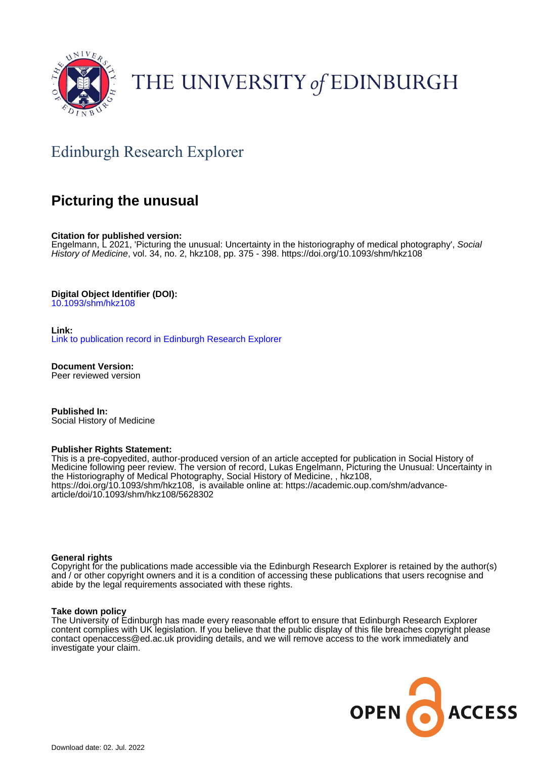THE UNIVERSITY *of* EDINBURGH

## Edinburgh Research Explorer

# Picturing the unusual

**Citation for published version:**
Engelmann, L 2021, 'Picturing the unusual: Uncertainty in the historiography of medical photography', *Social History of Medicine*, vol. 34, no. 2, hkz108, pp. 375 - 398. https://doi.org/10.1093/shm/hkz108

**Digital Object Identifier (DOI):**
10.1093/shm/hkz108

**Link:**
Link to publication record in Edinburgh Research Explorer

**Document Version:**
Peer reviewed version

**Published In:**
Social History of Medicine

**Publisher Rights Statement:**
This is a pre-copyedited, author-produced version of an article accepted for publication in Social History of Medicine following peer review. The version of record, Lukas Engelmann, Picturing the Unusual: Uncertainty in the Historiography of Medical Photography, Social History of Medicine, , hkz108, https://doi.org/10.1093/shm/hkz108, is available online at: https://academic.oup.com/shm/advance-article/doi/10.1093/shm/hkz108/5628302

**General rights**
Copyright for the publications made accessible via the Edinburgh Research Explorer is retained by the author(s) and / or other copyright owners and it is a condition of accessing these publications that users recognise and abide by the legal requirements associated with these rights.

**Take down policy**
The University of Edinburgh has made every reasonable effort to ensure that Edinburgh Research Explorer content complies with UK legislation. If you believe that the public display of this file breaches copyright please contact openaccess@ed.ac.uk providing details, and we will remove access to the work immediately and investigate your claim.

OPEN ACCESS

Download date: 02. Jul. 2022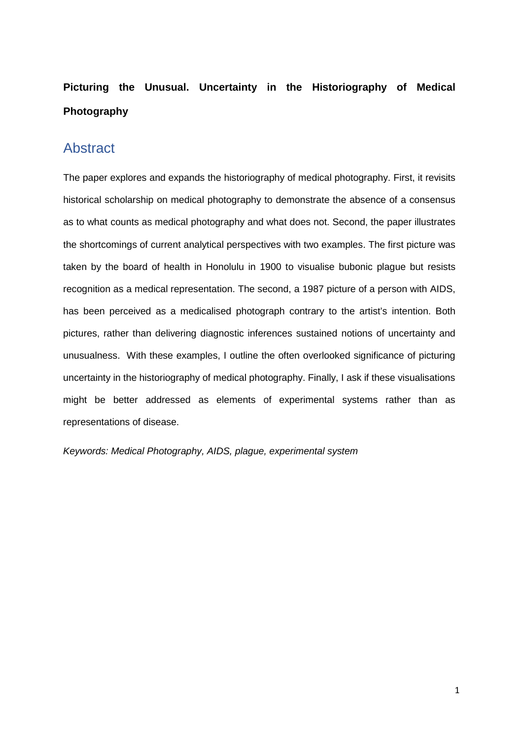**Picturing the Unusual. Uncertainty in the Historiography of Medical Photography**

## Abstract

The paper explores and expands the historiography of medical photography. First, it revisits historical scholarship on medical photography to demonstrate the absence of a consensus as to what counts as medical photography and what does not. Second, the paper illustrates the shortcomings of current analytical perspectives with two examples. The first picture was taken by the board of health in Honolulu in 1900 to visualise bubonic plague but resists recognition as a medical representation. The second, a 1987 picture of a person with AIDS, has been perceived as a medicalised photograph contrary to the artist's intention. Both pictures, rather than delivering diagnostic inferences sustained notions of uncertainty and unusualness. With these examples, I outline the often overlooked significance of picturing uncertainty in the historiography of medical photography. Finally, I ask if these visualisations might be better addressed as elements of experimental systems rather than as representations of disease.

*Keywords: Medical Photography, AIDS, plague, experimental system*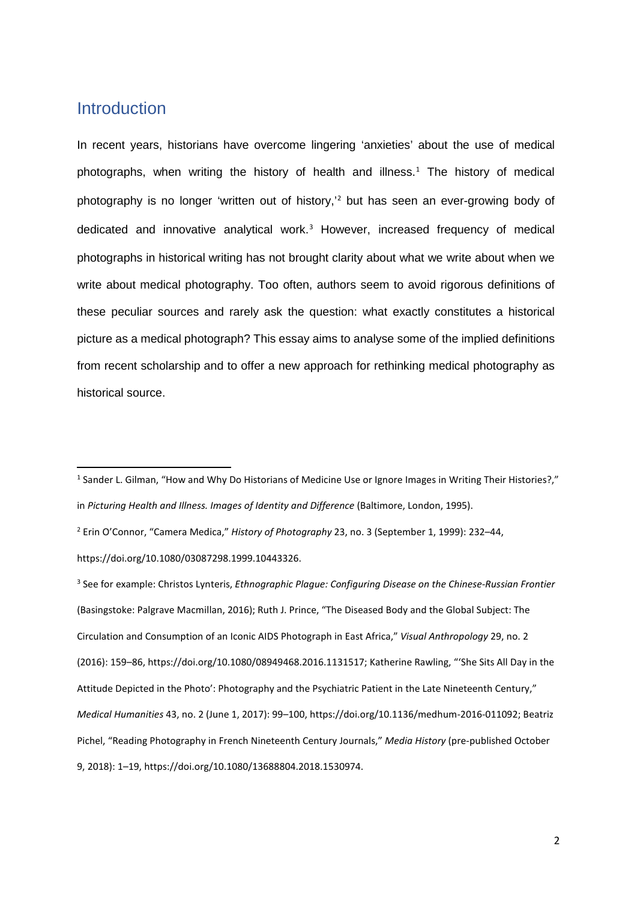## Introduction

In recent years, historians have overcome lingering 'anxieties' about the use of medical photographs, when writing the history of health and illness.[1] The history of medical photography is no longer 'written out of history,'[2] but has seen an ever-growing body of dedicated and innovative analytical work.[3] However, increased frequency of medical photographs in historical writing has not brought clarity about what we write about when we write about medical photography. Too often, authors seem to avoid rigorous definitions of these peculiar sources and rarely ask the question: what exactly constitutes a historical picture as a medical photograph? This essay aims to analyse some of the implied definitions from recent scholarship and to offer a new approach for rethinking medical photography as historical source.

---

[1] Sander L. Gilman, "How and Why Do Historians of Medicine Use or Ignore Images in Writing Their Histories?," in *Picturing Health and Illness. Images of Identity and Difference* (Baltimore, London, 1995).

[2] Erin O'Connor, "Camera Medica," *History of Photography* 23, no. 3 (September 1, 1999): 232–44, https://doi.org/10.1080/03087298.1999.10443326.

[3] See for example: Christos Lynteris, *Ethnographic Plague: Configuring Disease on the Chinese-Russian Frontier* (Basingstoke: Palgrave Macmillan, 2016); Ruth J. Prince, "The Diseased Body and the Global Subject: The Circulation and Consumption of an Iconic AIDS Photograph in East Africa," *Visual Anthropology* 29, no. 2 (2016): 159–86, https://doi.org/10.1080/08949468.2016.1131517; Katherine Rawling, "'She Sits All Day in the Attitude Depicted in the Photo': Photography and the Psychiatric Patient in the Late Nineteenth Century," *Medical Humanities* 43, no. 2 (June 1, 2017): 99–100, https://doi.org/10.1136/medhum-2016-011092; Beatriz Pichel, "Reading Photography in French Nineteenth Century Journals," *Media History* (pre-published October 9, 2018): 1–19, https://doi.org/10.1080/13688804.2018.1530974.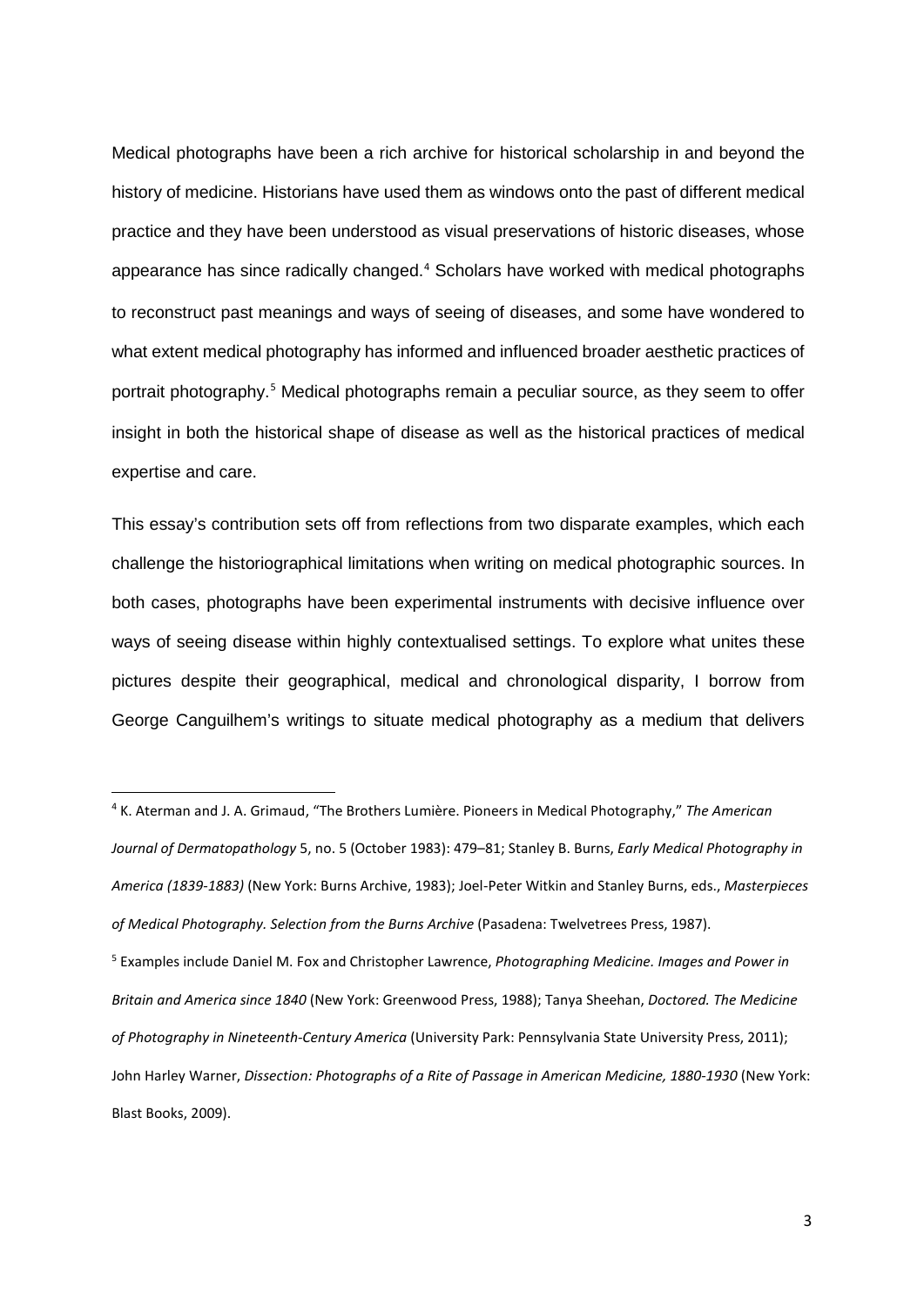Medical photographs have been a rich archive for historical scholarship in and beyond the history of medicine. Historians have used them as windows onto the past of different medical practice and they have been understood as visual preservations of historic diseases, whose appearance has since radically changed.[4] Scholars have worked with medical photographs to reconstruct past meanings and ways of seeing of diseases, and some have wondered to what extent medical photography has informed and influenced broader aesthetic practices of portrait photography.[5] Medical photographs remain a peculiar source, as they seem to offer insight in both the historical shape of disease as well as the historical practices of medical expertise and care.

This essay's contribution sets off from reflections from two disparate examples, which each challenge the historiographical limitations when writing on medical photographic sources. In both cases, photographs have been experimental instruments with decisive influence over ways of seeing disease within highly contextualised settings. To explore what unites these pictures despite their geographical, medical and chronological disparity, I borrow from George Canguilhem's writings to situate medical photography as a medium that delivers

---

[4] K. Aterman and J. A. Grimaud, "The Brothers Lumière. Pioneers in Medical Photography," *The American Journal of Dermatopathology* 5, no. 5 (October 1983): 479–81; Stanley B. Burns, *Early Medical Photography in America (1839-1883)* (New York: Burns Archive, 1983); Joel-Peter Witkin and Stanley Burns, eds., *Masterpieces of Medical Photography. Selection from the Burns Archive* (Pasadena: Twelvetrees Press, 1987).

[5] Examples include Daniel M. Fox and Christopher Lawrence, *Photographing Medicine. Images and Power in Britain and America since 1840* (New York: Greenwood Press, 1988); Tanya Sheehan, *Doctored. The Medicine of Photography in Nineteenth-Century America* (University Park: Pennsylvania State University Press, 2011); John Harley Warner, *Dissection: Photographs of a Rite of Passage in American Medicine, 1880-1930* (New York: Blast Books, 2009).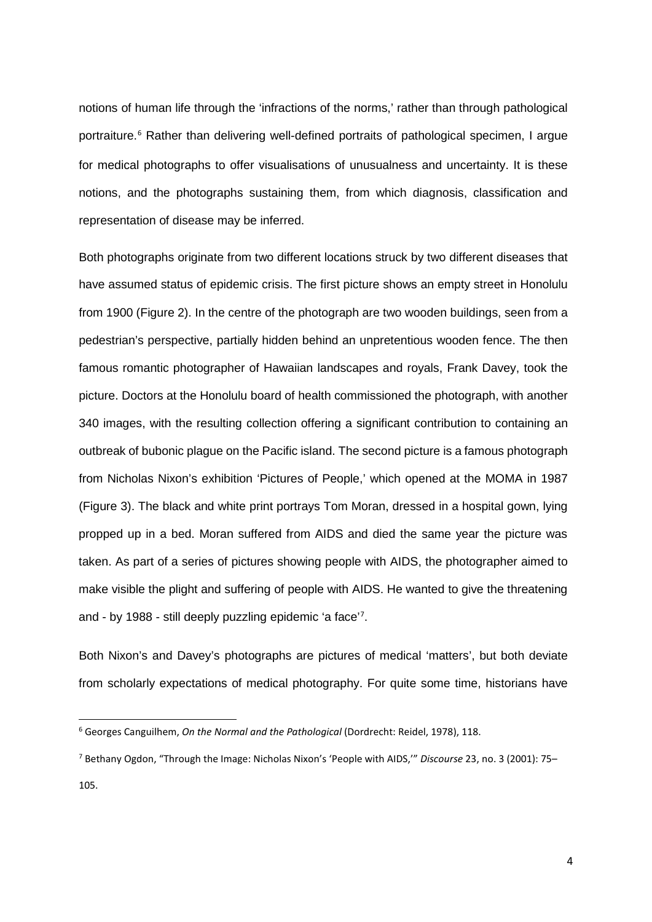notions of human life through the 'infractions of the norms,' rather than through pathological portraiture.[6] Rather than delivering well-defined portraits of pathological specimen, I argue for medical photographs to offer visualisations of unusualness and uncertainty. It is these notions, and the photographs sustaining them, from which diagnosis, classification and representation of disease may be inferred.

Both photographs originate from two different locations struck by two different diseases that have assumed status of epidemic crisis. The first picture shows an empty street in Honolulu from 1900 (Figure 2). In the centre of the photograph are two wooden buildings, seen from a pedestrian's perspective, partially hidden behind an unpretentious wooden fence. The then famous romantic photographer of Hawaiian landscapes and royals, Frank Davey, took the picture. Doctors at the Honolulu board of health commissioned the photograph, with another 340 images, with the resulting collection offering a significant contribution to containing an outbreak of bubonic plague on the Pacific island. The second picture is a famous photograph from Nicholas Nixon's exhibition 'Pictures of People,' which opened at the MOMA in 1987 (Figure 3). The black and white print portrays Tom Moran, dressed in a hospital gown, lying propped up in a bed. Moran suffered from AIDS and died the same year the picture was taken. As part of a series of pictures showing people with AIDS, the photographer aimed to make visible the plight and suffering of people with AIDS. He wanted to give the threatening and - by 1988 - still deeply puzzling epidemic 'a face'[7].

Both Nixon's and Davey's photographs are pictures of medical 'matters', but both deviate from scholarly expectations of medical photography. For quite some time, historians have

---

[6] Georges Canguilhem, *On the Normal and the Pathological* (Dordrecht: Reidel, 1978), 118.

[7] Bethany Ogdon, "Through the Image: Nicholas Nixon's 'People with AIDS,'" *Discourse* 23, no. 3 (2001): 75–105.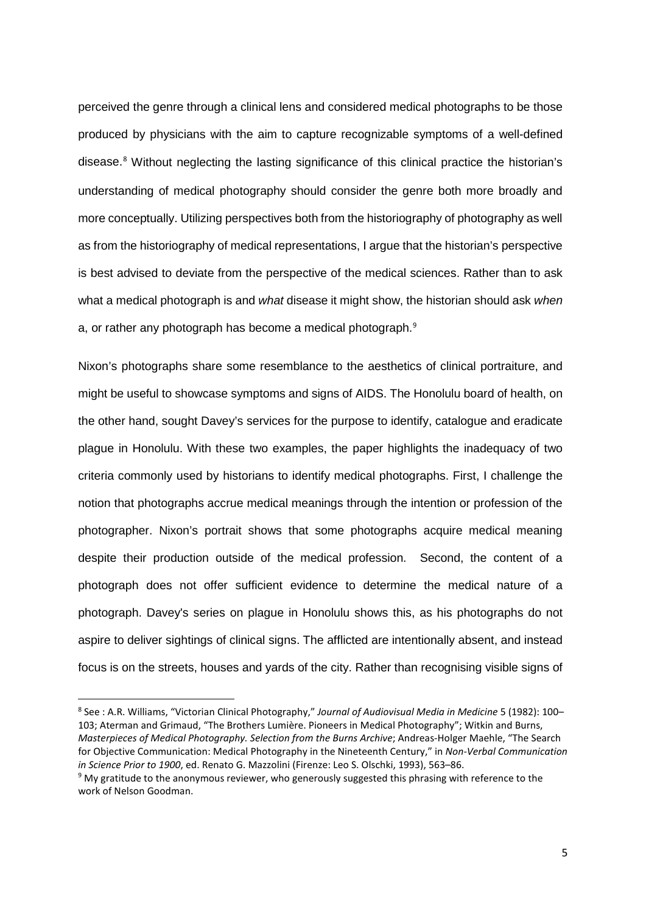perceived the genre through a clinical lens and considered medical photographs to be those produced by physicians with the aim to capture recognizable symptoms of a well-defined disease.[8] Without neglecting the lasting significance of this clinical practice the historian's understanding of medical photography should consider the genre both more broadly and more conceptually. Utilizing perspectives both from the historiography of photography as well as from the historiography of medical representations, I argue that the historian's perspective is best advised to deviate from the perspective of the medical sciences. Rather than to ask what a medical photograph is and *what* disease it might show, the historian should ask *when* a, or rather any photograph has become a medical photograph.[9]

Nixon's photographs share some resemblance to the aesthetics of clinical portraiture, and might be useful to showcase symptoms and signs of AIDS. The Honolulu board of health, on the other hand, sought Davey's services for the purpose to identify, catalogue and eradicate plague in Honolulu. With these two examples, the paper highlights the inadequacy of two criteria commonly used by historians to identify medical photographs. First, I challenge the notion that photographs accrue medical meanings through the intention or profession of the photographer. Nixon's portrait shows that some photographs acquire medical meaning despite their production outside of the medical profession. Second, the content of a photograph does not offer sufficient evidence to determine the medical nature of a photograph. Davey's series on plague in Honolulu shows this, as his photographs do not aspire to deliver sightings of clinical signs. The afflicted are intentionally absent, and instead focus is on the streets, houses and yards of the city. Rather than recognising visible signs of

---

[8] See : A.R. Williams, "Victorian Clinical Photography," *Journal of Audiovisual Media in Medicine* 5 (1982): 100–103; Aterman and Grimaud, "The Brothers Lumière. Pioneers in Medical Photography"; Witkin and Burns, *Masterpieces of Medical Photography. Selection from the Burns Archive*; Andreas-Holger Maehle, "The Search for Objective Communication: Medical Photography in the Nineteenth Century," in *Non-Verbal Communication in Science Prior to 1900*, ed. Renato G. Mazzolini (Firenze: Leo S. Olschki, 1993), 563–86.

[9] My gratitude to the anonymous reviewer, who generously suggested this phrasing with reference to the work of Nelson Goodman.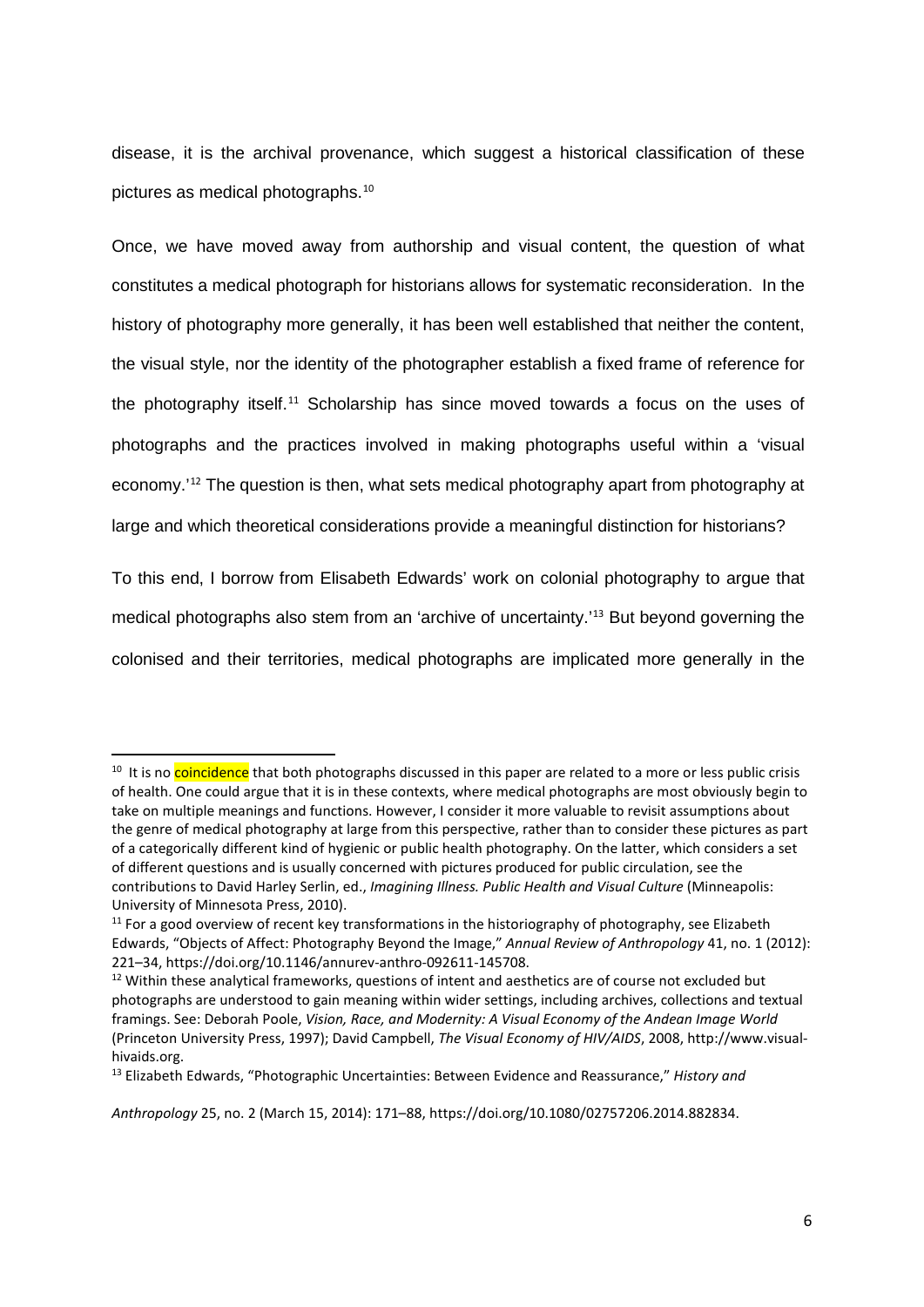disease, it is the archival provenance, which suggest a historical classification of these pictures as medical photographs.[10]

Once, we have moved away from authorship and visual content, the question of what constitutes a medical photograph for historians allows for systematic reconsideration. In the history of photography more generally, it has been well established that neither the content, the visual style, nor the identity of the photographer establish a fixed frame of reference for the photography itself.[11] Scholarship has since moved towards a focus on the uses of photographs and the practices involved in making photographs useful within a 'visual economy.'[12] The question is then, what sets medical photography apart from photography at large and which theoretical considerations provide a meaningful distinction for historians?

To this end, I borrow from Elisabeth Edwards' work on colonial photography to argue that medical photographs also stem from an 'archive of uncertainty.'[13] But beyond governing the colonised and their territories, medical photographs are implicated more generally in the

---

[10] It is no coincidence that both photographs discussed in this paper are related to a more or less public crisis of health. One could argue that it is in these contexts, where medical photographs are most obviously begin to take on multiple meanings and functions. However, I consider it more valuable to revisit assumptions about the genre of medical photography at large from this perspective, rather than to consider these pictures as part of a categorically different kind of hygienic or public health photography. On the latter, which considers a set of different questions and is usually concerned with pictures produced for public circulation, see the contributions to David Harley Serlin, ed., *Imagining Illness. Public Health and Visual Culture* (Minneapolis: University of Minnesota Press, 2010).

[11] For a good overview of recent key transformations in the historiography of photography, see Elizabeth Edwards, "Objects of Affect: Photography Beyond the Image," *Annual Review of Anthropology* 41, no. 1 (2012): 221–34, https://doi.org/10.1146/annurev-anthro-092611-145708.

[12] Within these analytical frameworks, questions of intent and aesthetics are of course not excluded but photographs are understood to gain meaning within wider settings, including archives, collections and textual framings. See: Deborah Poole, *Vision, Race, and Modernity: A Visual Economy of the Andean Image World* (Princeton University Press, 1997); David Campbell, *The Visual Economy of HIV/AIDS*, 2008, http://www.visual-hivaids.org.

[13] Elizabeth Edwards, "Photographic Uncertainties: Between Evidence and Reassurance," *History and Anthropology* 25, no. 2 (March 15, 2014): 171–88, https://doi.org/10.1080/02757206.2014.882834.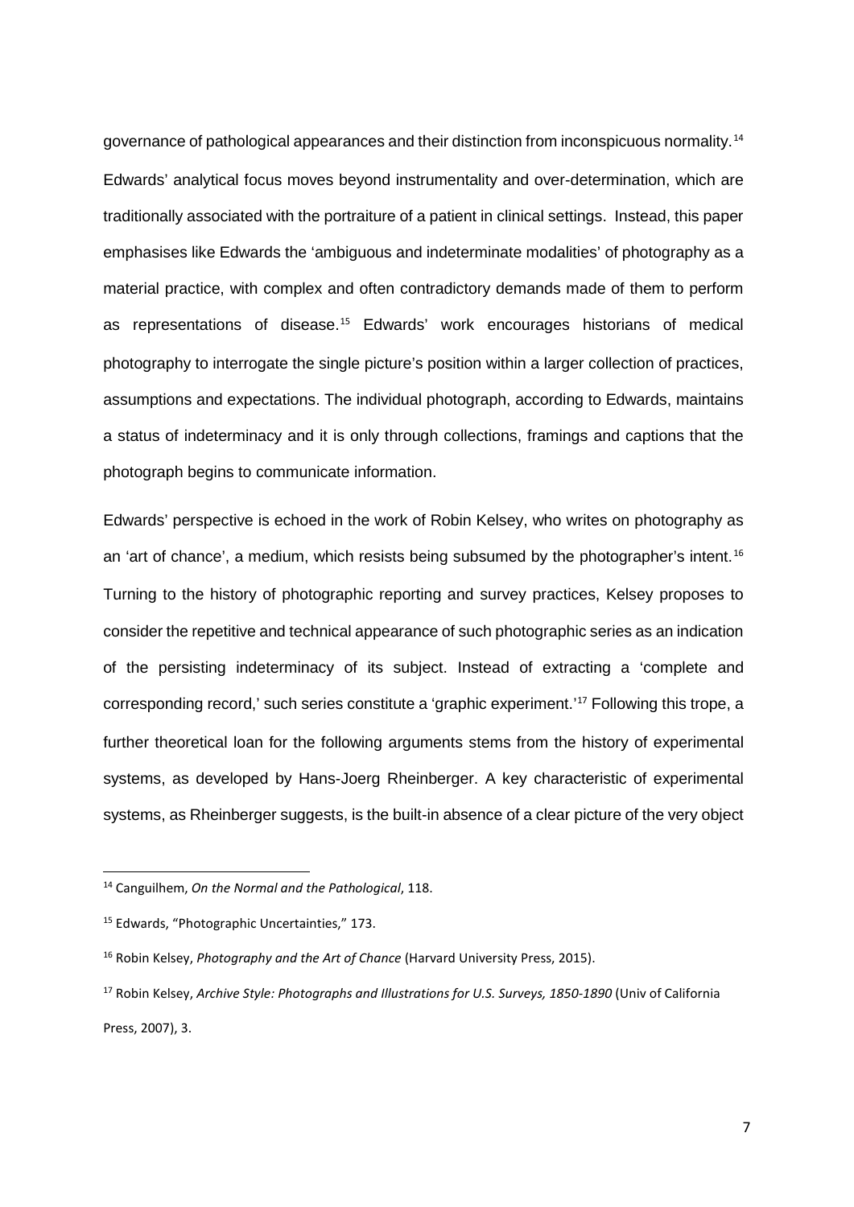governance of pathological appearances and their distinction from inconspicuous normality.[14] Edwards' analytical focus moves beyond instrumentality and over-determination, which are traditionally associated with the portraiture of a patient in clinical settings. Instead, this paper emphasises like Edwards the 'ambiguous and indeterminate modalities' of photography as a material practice, with complex and often contradictory demands made of them to perform as representations of disease.[15] Edwards' work encourages historians of medical photography to interrogate the single picture's position within a larger collection of practices, assumptions and expectations. The individual photograph, according to Edwards, maintains a status of indeterminacy and it is only through collections, framings and captions that the photograph begins to communicate information.

Edwards' perspective is echoed in the work of Robin Kelsey, who writes on photography as an 'art of chance', a medium, which resists being subsumed by the photographer's intent.[16] Turning to the history of photographic reporting and survey practices, Kelsey proposes to consider the repetitive and technical appearance of such photographic series as an indication of the persisting indeterminacy of its subject. Instead of extracting a 'complete and corresponding record,' such series constitute a 'graphic experiment.'[17] Following this trope, a further theoretical loan for the following arguments stems from the history of experimental systems, as developed by Hans-Joerg Rheinberger. A key characteristic of experimental systems, as Rheinberger suggests, is the built-in absence of a clear picture of the very object

---

[14] Canguilhem, *On the Normal and the Pathological*, 118.

[15] Edwards, "Photographic Uncertainties," 173.

[16] Robin Kelsey, *Photography and the Art of Chance* (Harvard University Press, 2015).

[17] Robin Kelsey, *Archive Style: Photographs and Illustrations for U.S. Surveys, 1850-1890* (Univ of California Press, 2007), 3.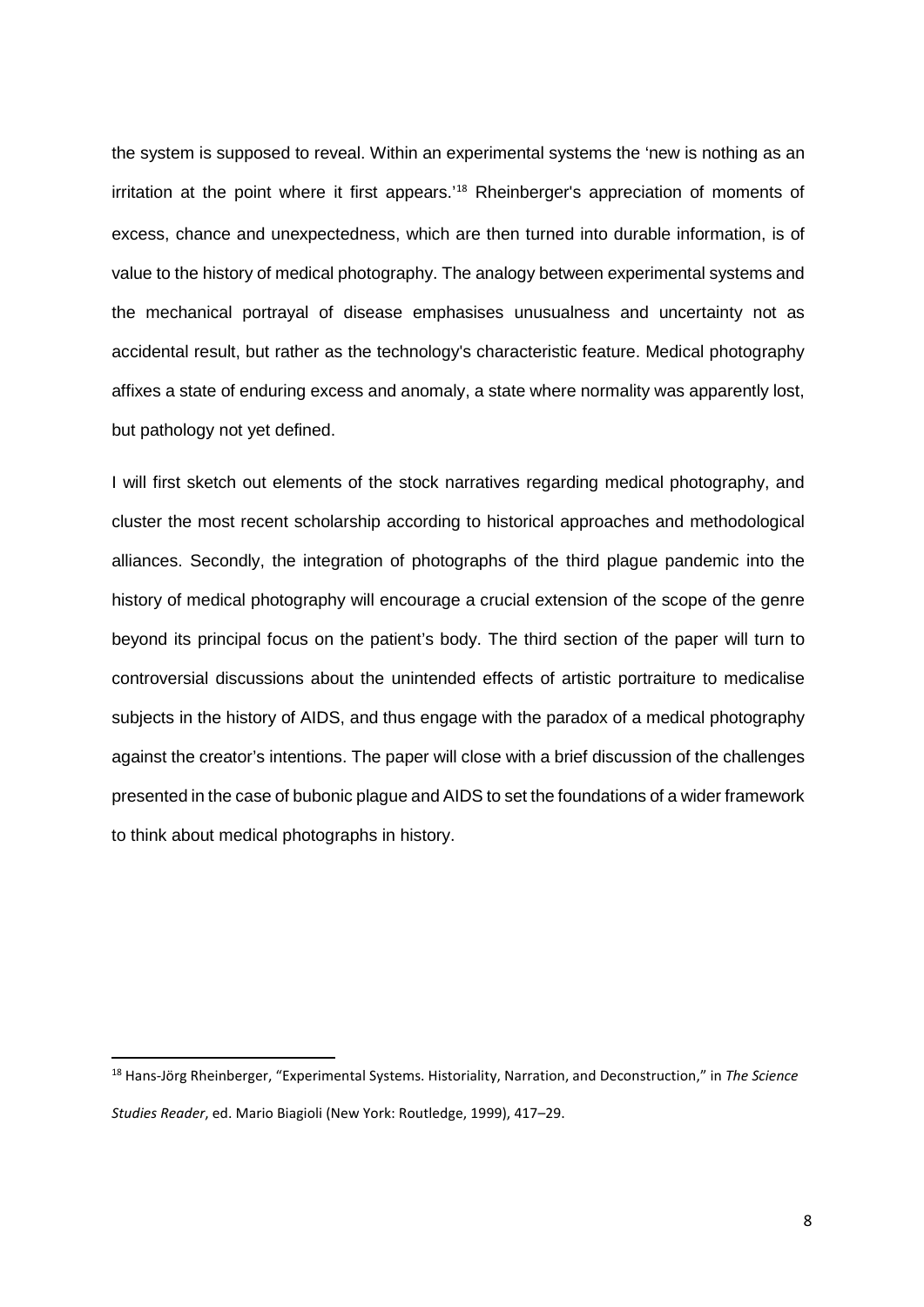the system is supposed to reveal. Within an experimental systems the 'new is nothing as an irritation at the point where it first appears.'[18] Rheinberger's appreciation of moments of excess, chance and unexpectedness, which are then turned into durable information, is of value to the history of medical photography. The analogy between experimental systems and the mechanical portrayal of disease emphasises unusualness and uncertainty not as accidental result, but rather as the technology's characteristic feature. Medical photography affixes a state of enduring excess and anomaly, a state where normality was apparently lost, but pathology not yet defined.

I will first sketch out elements of the stock narratives regarding medical photography, and cluster the most recent scholarship according to historical approaches and methodological alliances. Secondly, the integration of photographs of the third plague pandemic into the history of medical photography will encourage a crucial extension of the scope of the genre beyond its principal focus on the patient's body. The third section of the paper will turn to controversial discussions about the unintended effects of artistic portraiture to medicalise subjects in the history of AIDS, and thus engage with the paradox of a medical photography against the creator's intentions. The paper will close with a brief discussion of the challenges presented in the case of bubonic plague and AIDS to set the foundations of a wider framework to think about medical photographs in history.

[18] Hans-Jörg Rheinberger, "Experimental Systems. Historiality, Narration, and Deconstruction," in *The Science Studies Reader*, ed. Mario Biagioli (New York: Routledge, 1999), 417–29.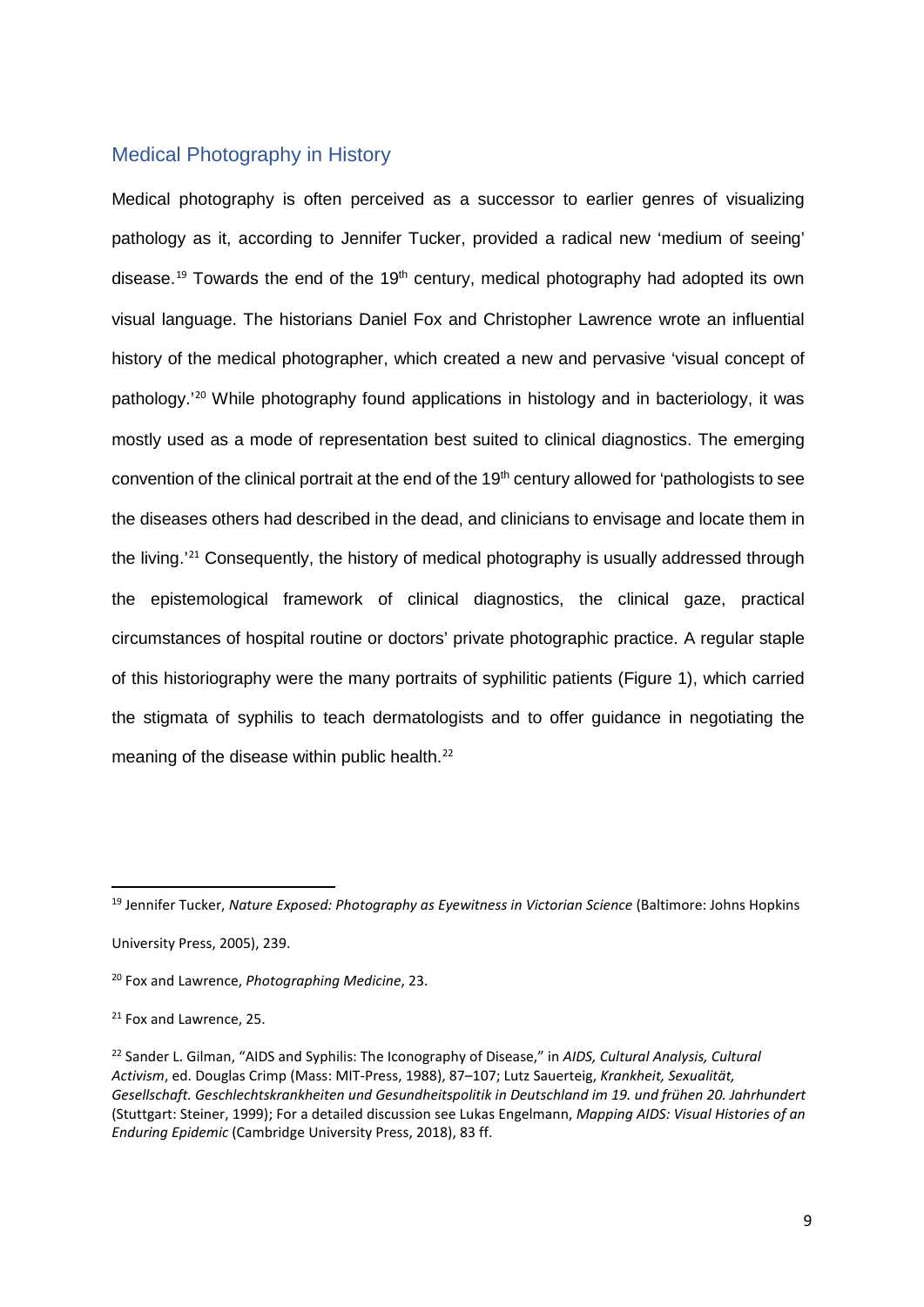## Medical Photography in History

Medical photography is often perceived as a successor to earlier genres of visualizing pathology as it, according to Jennifer Tucker, provided a radical new 'medium of seeing' disease.[19] Towards the end of the 19th century, medical photography had adopted its own visual language. The historians Daniel Fox and Christopher Lawrence wrote an influential history of the medical photographer, which created a new and pervasive 'visual concept of pathology.'[20] While photography found applications in histology and in bacteriology, it was mostly used as a mode of representation best suited to clinical diagnostics. The emerging convention of the clinical portrait at the end of the 19th century allowed for 'pathologists to see the diseases others had described in the dead, and clinicians to envisage and locate them in the living.'[21] Consequently, the history of medical photography is usually addressed through the epistemological framework of clinical diagnostics, the clinical gaze, practical circumstances of hospital routine or doctors' private photographic practice. A regular staple of this historiography were the many portraits of syphilitic patients (Figure 1), which carried the stigmata of syphilis to teach dermatologists and to offer guidance in negotiating the meaning of the disease within public health.[22]

---

[19] Jennifer Tucker, *Nature Exposed: Photography as Eyewitness in Victorian Science* (Baltimore: Johns Hopkins University Press, 2005), 239.

[20] Fox and Lawrence, *Photographing Medicine*, 23.

[21] Fox and Lawrence, 25.

[22] Sander L. Gilman, "AIDS and Syphilis: The Iconography of Disease," in *AIDS, Cultural Analysis, Cultural Activism*, ed. Douglas Crimp (Mass: MIT-Press, 1988), 87–107; Lutz Sauerteig, *Krankheit, Sexualität, Gesellschaft. Geschlechtskrankheiten und Gesundheitspolitik in Deutschland im 19. und frühen 20. Jahrhundert* (Stuttgart: Steiner, 1999); For a detailed discussion see Lukas Engelmann, *Mapping AIDS: Visual Histories of an Enduring Epidemic* (Cambridge University Press, 2018), 83 ff.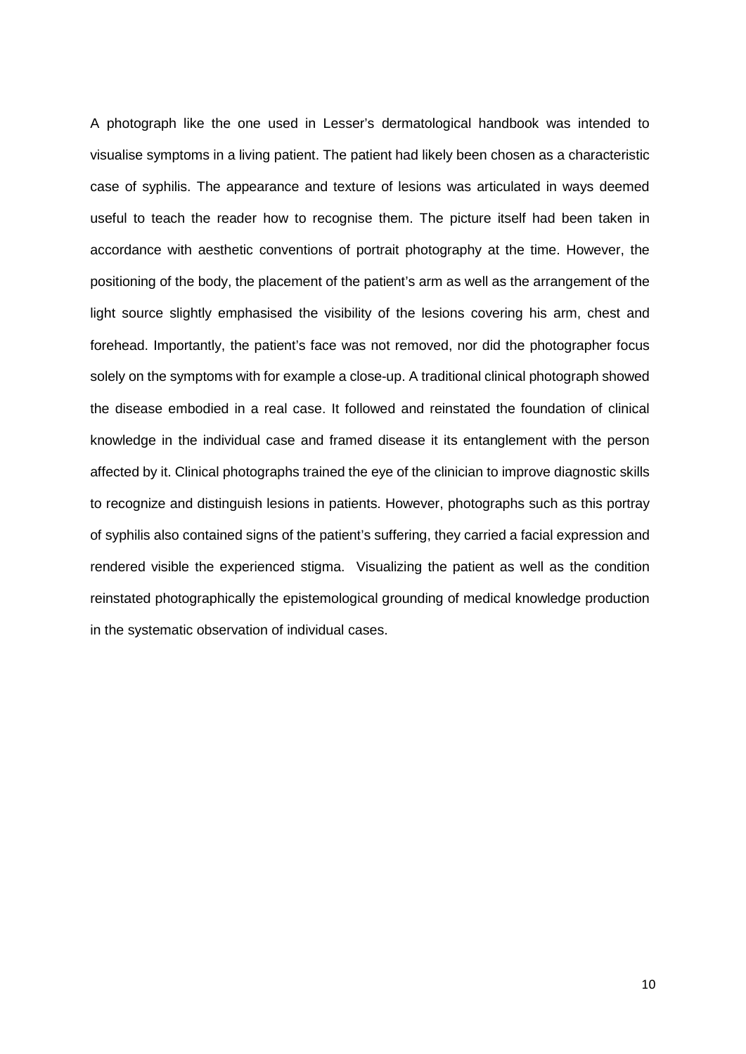A photograph like the one used in Lesser's dermatological handbook was intended to visualise symptoms in a living patient. The patient had likely been chosen as a characteristic case of syphilis. The appearance and texture of lesions was articulated in ways deemed useful to teach the reader how to recognise them. The picture itself had been taken in accordance with aesthetic conventions of portrait photography at the time. However, the positioning of the body, the placement of the patient's arm as well as the arrangement of the light source slightly emphasised the visibility of the lesions covering his arm, chest and forehead. Importantly, the patient's face was not removed, nor did the photographer focus solely on the symptoms with for example a close-up. A traditional clinical photograph showed the disease embodied in a real case. It followed and reinstated the foundation of clinical knowledge in the individual case and framed disease it its entanglement with the person affected by it. Clinical photographs trained the eye of the clinician to improve diagnostic skills to recognize and distinguish lesions in patients. However, photographs such as this portray of syphilis also contained signs of the patient's suffering, they carried a facial expression and rendered visible the experienced stigma. Visualizing the patient as well as the condition reinstated photographically the epistemological grounding of medical knowledge production in the systematic observation of individual cases.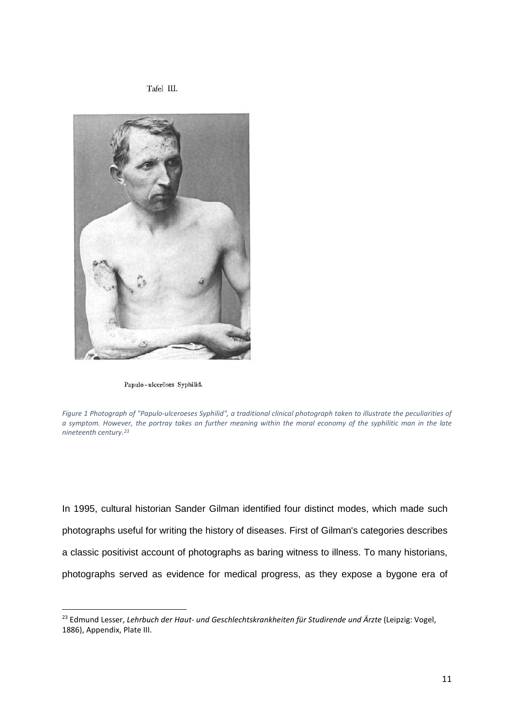Tafel III.

Papulo-ulceröses Syphilid.

*Figure 1 Photograph of "Papulo-ulceroeses Syphilid", a traditional clinical photograph taken to illustrate the peculiarities of a symptom. However, the portray takes on further meaning within the moral economy of the syphilitic man in the late nineteenth century.[23]*

In 1995, cultural historian Sander Gilman identified four distinct modes, which made such photographs useful for writing the history of diseases. First of Gilman's categories describes a classic positivist account of photographs as baring witness to illness. To many historians, photographs served as evidence for medical progress, as they expose a bygone era of

[23] Edmund Lesser, *Lehrbuch der Haut- und Geschlechtskrankheiten für Studirende und Ärzte* (Leipzig: Vogel, 1886), Appendix, Plate III.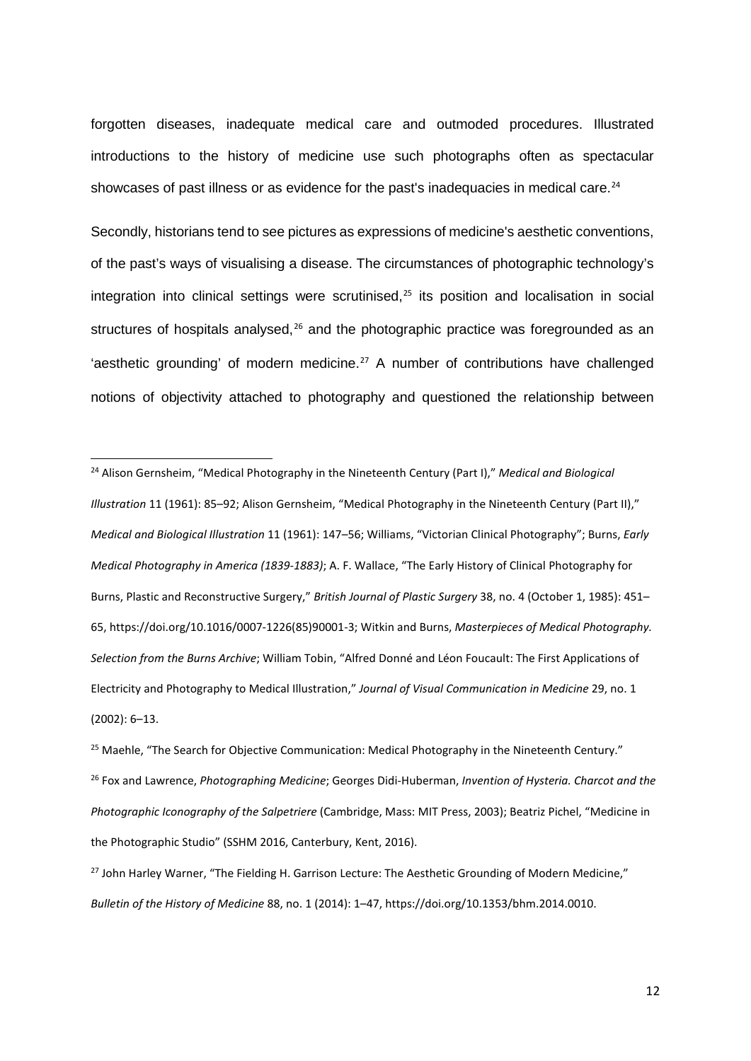forgotten diseases, inadequate medical care and outmoded procedures. Illustrated introductions to the history of medicine use such photographs often as spectacular showcases of past illness or as evidence for the past's inadequacies in medical care.[24]

Secondly, historians tend to see pictures as expressions of medicine's aesthetic conventions, of the past's ways of visualising a disease. The circumstances of photographic technology's integration into clinical settings were scrutinised,[25] its position and localisation in social structures of hospitals analysed,[26] and the photographic practice was foregrounded as an 'aesthetic grounding' of modern medicine.[27] A number of contributions have challenged notions of objectivity attached to photography and questioned the relationship between

---

[24] Alison Gernsheim, "Medical Photography in the Nineteenth Century (Part I)," *Medical and Biological Illustration* 11 (1961): 85–92; Alison Gernsheim, "Medical Photography in the Nineteenth Century (Part II)," *Medical and Biological Illustration* 11 (1961): 147–56; Williams, "Victorian Clinical Photography"; Burns, *Early Medical Photography in America (1839-1883)*; A. F. Wallace, "The Early History of Clinical Photography for Burns, Plastic and Reconstructive Surgery," *British Journal of Plastic Surgery* 38, no. 4 (October 1, 1985): 451–65, https://doi.org/10.1016/0007-1226(85)90001-3; Witkin and Burns, *Masterpieces of Medical Photography. Selection from the Burns Archive*; William Tobin, "Alfred Donné and Léon Foucault: The First Applications of Electricity and Photography to Medical Illustration," *Journal of Visual Communication in Medicine* 29, no. 1 (2002): 6–13.

[25] Maehle, "The Search for Objective Communication: Medical Photography in the Nineteenth Century."

[26] Fox and Lawrence, *Photographing Medicine*; Georges Didi-Huberman, *Invention of Hysteria. Charcot and the Photographic Iconography of the Salpetriere* (Cambridge, Mass: MIT Press, 2003); Beatriz Pichel, "Medicine in the Photographic Studio" (SSHM 2016, Canterbury, Kent, 2016).

[27] John Harley Warner, "The Fielding H. Garrison Lecture: The Aesthetic Grounding of Modern Medicine," *Bulletin of the History of Medicine* 88, no. 1 (2014): 1–47, https://doi.org/10.1353/bhm.2014.0010.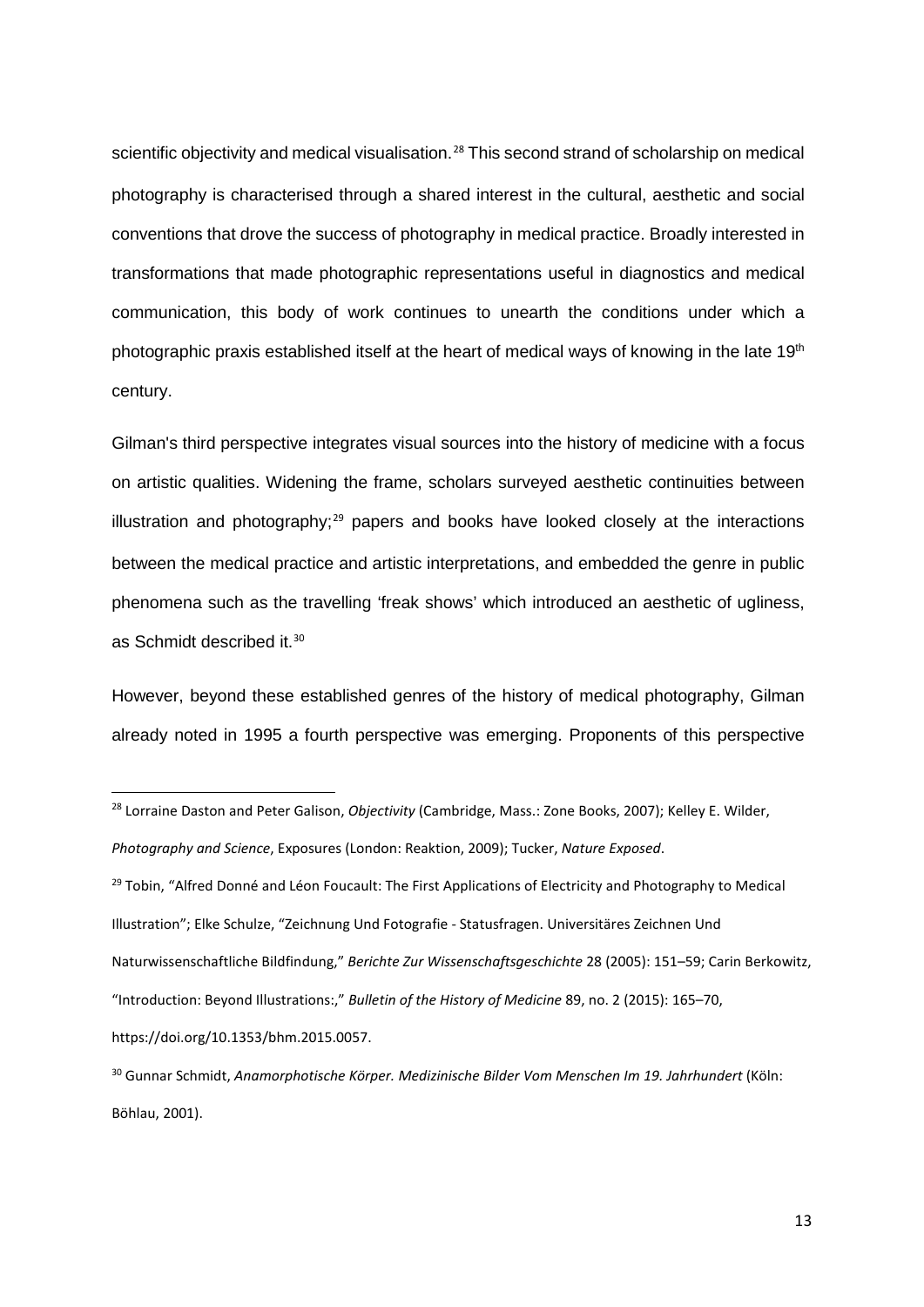scientific objectivity and medical visualisation.[28] This second strand of scholarship on medical photography is characterised through a shared interest in the cultural, aesthetic and social conventions that drove the success of photography in medical practice. Broadly interested in transformations that made photographic representations useful in diagnostics and medical communication, this body of work continues to unearth the conditions under which a photographic praxis established itself at the heart of medical ways of knowing in the late 19th century.

Gilman's third perspective integrates visual sources into the history of medicine with a focus on artistic qualities. Widening the frame, scholars surveyed aesthetic continuities between illustration and photography;[29] papers and books have looked closely at the interactions between the medical practice and artistic interpretations, and embedded the genre in public phenomena such as the travelling 'freak shows' which introduced an aesthetic of ugliness, as Schmidt described it.[30]

However, beyond these established genres of the history of medical photography, Gilman already noted in 1995 a fourth perspective was emerging. Proponents of this perspective

---

[28] Lorraine Daston and Peter Galison, *Objectivity* (Cambridge, Mass.: Zone Books, 2007); Kelley E. Wilder, *Photography and Science*, Exposures (London: Reaktion, 2009); Tucker, *Nature Exposed*.

[29] Tobin, "Alfred Donné and Léon Foucault: The First Applications of Electricity and Photography to Medical Illustration"; Elke Schulze, "Zeichnung Und Fotografie - Statusfragen. Universitäres Zeichnen Und Naturwissenschaftliche Bildfindung," *Berichte Zur Wissenschaftsgeschichte* 28 (2005): 151–59; Carin Berkowitz, "Introduction: Beyond Illustrations:," *Bulletin of the History of Medicine* 89, no. 2 (2015): 165–70, https://doi.org/10.1353/bhm.2015.0057.

[30] Gunnar Schmidt, *Anamorphotische Körper. Medizinische Bilder Vom Menschen Im 19. Jahrhundert* (Köln: Böhlau, 2001).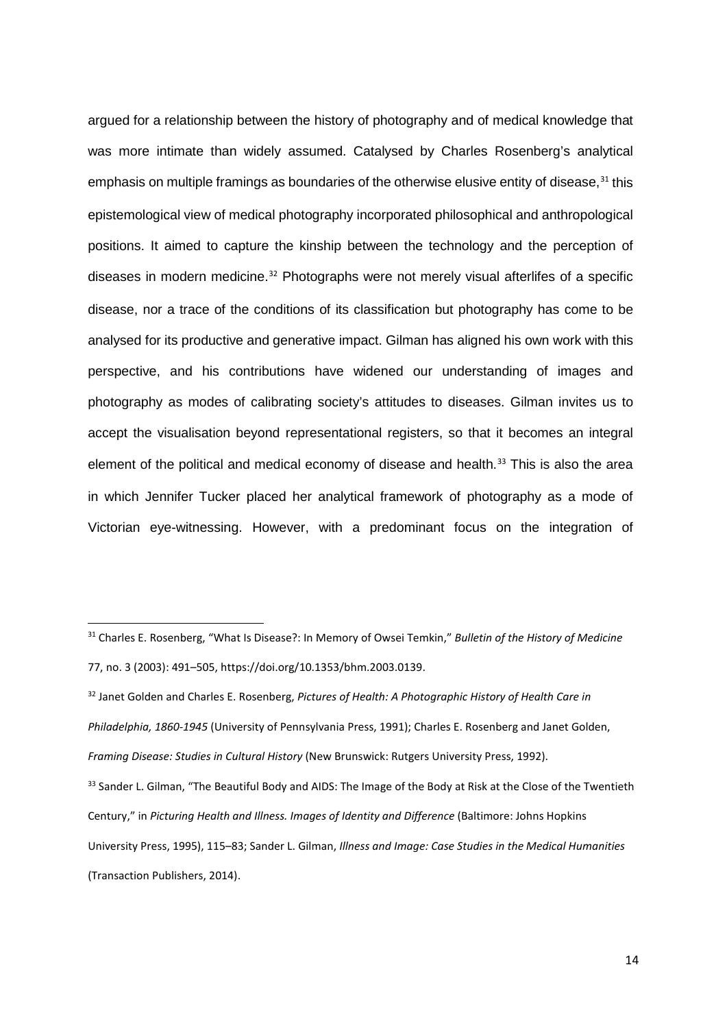argued for a relationship between the history of photography and of medical knowledge that was more intimate than widely assumed. Catalysed by Charles Rosenberg's analytical emphasis on multiple framings as boundaries of the otherwise elusive entity of disease,[31] this epistemological view of medical photography incorporated philosophical and anthropological positions. It aimed to capture the kinship between the technology and the perception of diseases in modern medicine.[32] Photographs were not merely visual afterlifes of a specific disease, nor a trace of the conditions of its classification but photography has come to be analysed for its productive and generative impact. Gilman has aligned his own work with this perspective, and his contributions have widened our understanding of images and photography as modes of calibrating society's attitudes to diseases. Gilman invites us to accept the visualisation beyond representational registers, so that it becomes an integral element of the political and medical economy of disease and health.[33] This is also the area in which Jennifer Tucker placed her analytical framework of photography as a mode of Victorian eye-witnessing. However, with a predominant focus on the integration of

---

[31] Charles E. Rosenberg, "What Is Disease?: In Memory of Owsei Temkin," *Bulletin of the History of Medicine* 77, no. 3 (2003): 491–505, https://doi.org/10.1353/bhm.2003.0139.

[32] Janet Golden and Charles E. Rosenberg, *Pictures of Health: A Photographic History of Health Care in Philadelphia, 1860-1945* (University of Pennsylvania Press, 1991); Charles E. Rosenberg and Janet Golden, *Framing Disease: Studies in Cultural History* (New Brunswick: Rutgers University Press, 1992).

[33] Sander L. Gilman, "The Beautiful Body and AIDS: The Image of the Body at Risk at the Close of the Twentieth Century," in *Picturing Health and Illness. Images of Identity and Difference* (Baltimore: Johns Hopkins University Press, 1995), 115–83; Sander L. Gilman, *Illness and Image: Case Studies in the Medical Humanities* (Transaction Publishers, 2014).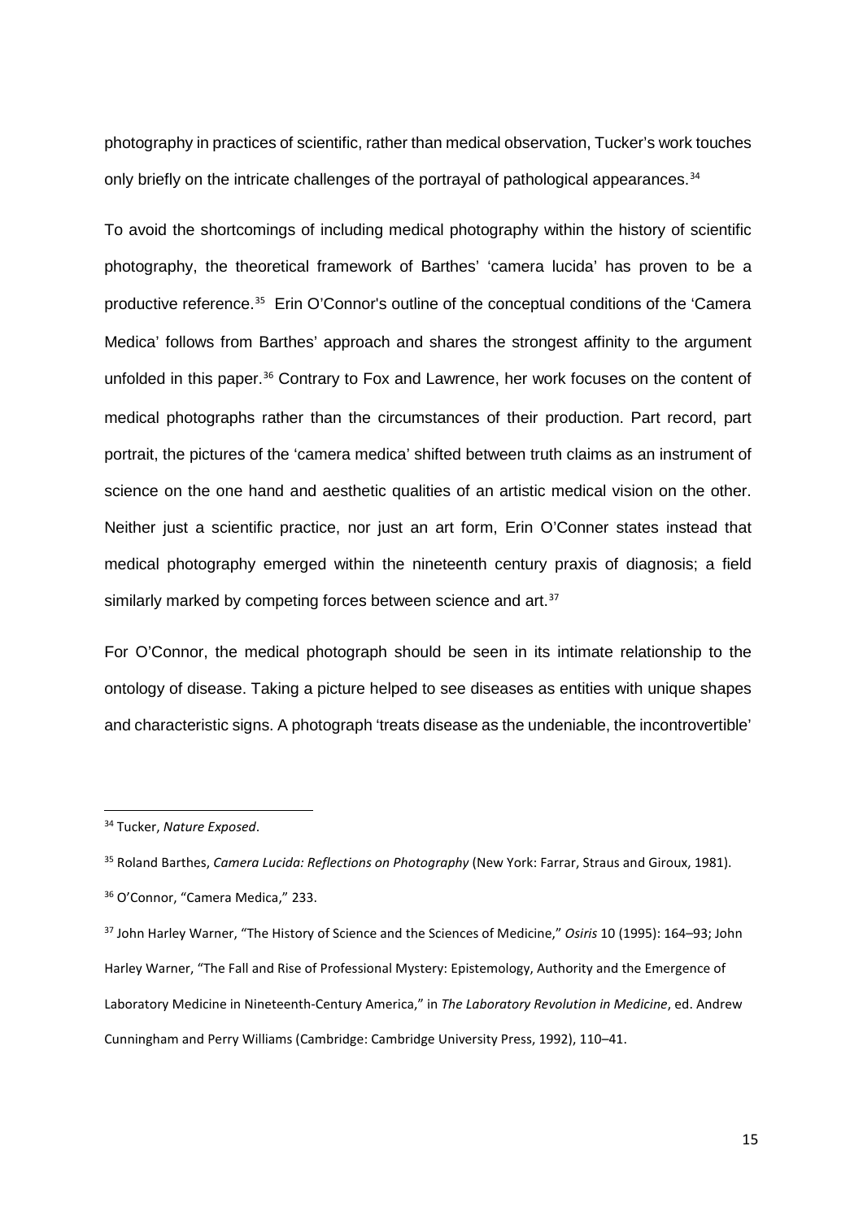photography in practices of scientific, rather than medical observation, Tucker's work touches only briefly on the intricate challenges of the portrayal of pathological appearances.[34]

To avoid the shortcomings of including medical photography within the history of scientific photography, the theoretical framework of Barthes' 'camera lucida' has proven to be a productive reference.[35] Erin O'Connor's outline of the conceptual conditions of the 'Camera Medica' follows from Barthes' approach and shares the strongest affinity to the argument unfolded in this paper.[36] Contrary to Fox and Lawrence, her work focuses on the content of medical photographs rather than the circumstances of their production. Part record, part portrait, the pictures of the 'camera medica' shifted between truth claims as an instrument of science on the one hand and aesthetic qualities of an artistic medical vision on the other. Neither just a scientific practice, nor just an art form, Erin O'Conner states instead that medical photography emerged within the nineteenth century praxis of diagnosis; a field similarly marked by competing forces between science and art.[37]

For O'Connor, the medical photograph should be seen in its intimate relationship to the ontology of disease. Taking a picture helped to see diseases as entities with unique shapes and characteristic signs. A photograph 'treats disease as the undeniable, the incontrovertible'

---

[34] Tucker, *Nature Exposed*.

[35] Roland Barthes, *Camera Lucida: Reflections on Photography* (New York: Farrar, Straus and Giroux, 1981).

[36] O'Connor, "Camera Medica," 233.

[37] John Harley Warner, "The History of Science and the Sciences of Medicine," *Osiris* 10 (1995): 164–93; John Harley Warner, "The Fall and Rise of Professional Mystery: Epistemology, Authority and the Emergence of Laboratory Medicine in Nineteenth-Century America," in *The Laboratory Revolution in Medicine*, ed. Andrew Cunningham and Perry Williams (Cambridge: Cambridge University Press, 1992), 110–41.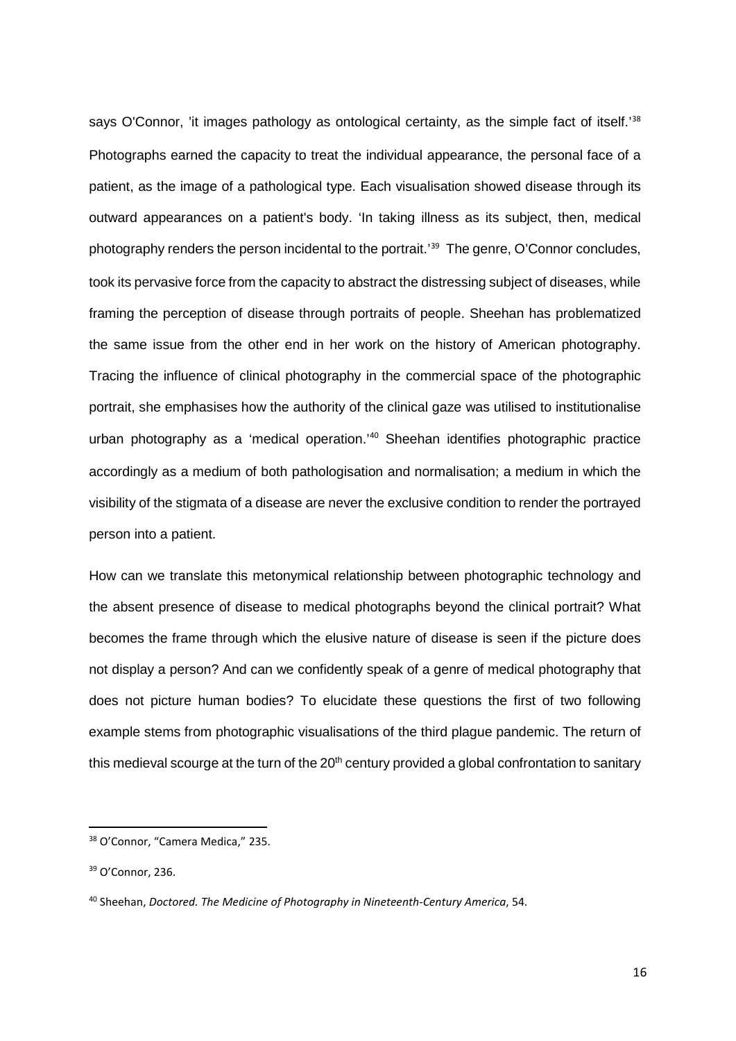says O'Connor, 'it images pathology as ontological certainty, as the simple fact of itself.'[38] Photographs earned the capacity to treat the individual appearance, the personal face of a patient, as the image of a pathological type. Each visualisation showed disease through its outward appearances on a patient's body. 'In taking illness as its subject, then, medical photography renders the person incidental to the portrait.'[39] The genre, O'Connor concludes, took its pervasive force from the capacity to abstract the distressing subject of diseases, while framing the perception of disease through portraits of people. Sheehan has problematized the same issue from the other end in her work on the history of American photography. Tracing the influence of clinical photography in the commercial space of the photographic portrait, she emphasises how the authority of the clinical gaze was utilised to institutionalise urban photography as a 'medical operation.'[40] Sheehan identifies photographic practice accordingly as a medium of both pathologisation and normalisation; a medium in which the visibility of the stigmata of a disease are never the exclusive condition to render the portrayed person into a patient.

How can we translate this metonymical relationship between photographic technology and the absent presence of disease to medical photographs beyond the clinical portrait? What becomes the frame through which the elusive nature of disease is seen if the picture does not display a person? And can we confidently speak of a genre of medical photography that does not picture human bodies? To elucidate these questions the first of two following example stems from photographic visualisations of the third plague pandemic. The return of this medieval scourge at the turn of the 20th century provided a global confrontation to sanitary

---

[38] O'Connor, "Camera Medica," 235.

[39] O'Connor, 236.

[40] Sheehan, *Doctored. The Medicine of Photography in Nineteenth-Century America*, 54.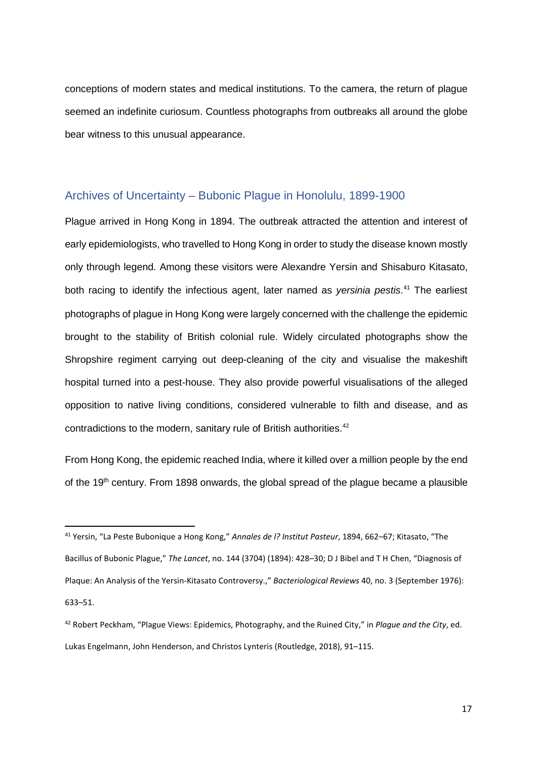conceptions of modern states and medical institutions. To the camera, the return of plague seemed an indefinite curiosum. Countless photographs from outbreaks all around the globe bear witness to this unusual appearance.

## Archives of Uncertainty – Bubonic Plague in Honolulu, 1899-1900

Plague arrived in Hong Kong in 1894. The outbreak attracted the attention and interest of early epidemiologists, who travelled to Hong Kong in order to study the disease known mostly only through legend. Among these visitors were Alexandre Yersin and Shisaburo Kitasato, both racing to identify the infectious agent, later named as *yersinia pestis*.[41] The earliest photographs of plague in Hong Kong were largely concerned with the challenge the epidemic brought to the stability of British colonial rule. Widely circulated photographs show the Shropshire regiment carrying out deep-cleaning of the city and visualise the makeshift hospital turned into a pest-house. They also provide powerful visualisations of the alleged opposition to native living conditions, considered vulnerable to filth and disease, and as contradictions to the modern, sanitary rule of British authorities.[42]

From Hong Kong, the epidemic reached India, where it killed over a million people by the end of the 19th century. From 1898 onwards, the global spread of the plague became a plausible

[41] Yersin, "La Peste Bubonique a Hong Kong," *Annales de l? Institut Pasteur*, 1894, 662–67; Kitasato, "The Bacillus of Bubonic Plague," *The Lancet*, no. 144 (3704) (1894): 428–30; D J Bibel and T H Chen, "Diagnosis of Plaque: An Analysis of the Yersin-Kitasato Controversy.," *Bacteriological Reviews* 40, no. 3 (September 1976): 633–51.

[42] Robert Peckham, "Plague Views: Epidemics, Photography, and the Ruined City," in *Plague and the City*, ed. Lukas Engelmann, John Henderson, and Christos Lynteris (Routledge, 2018), 91–115.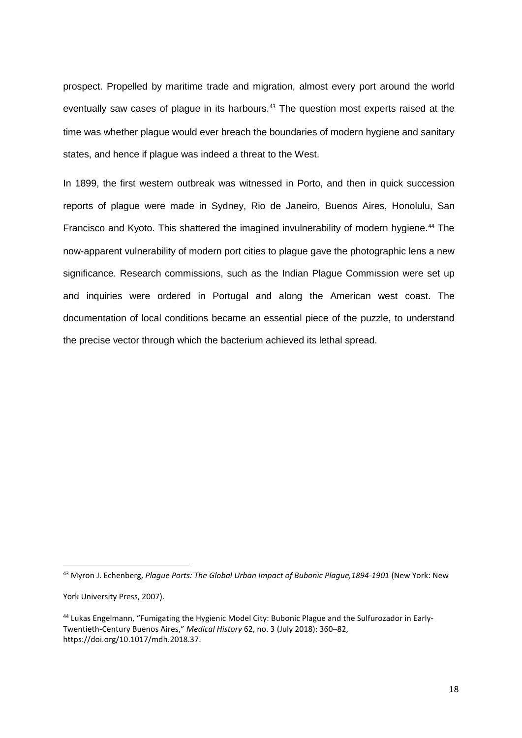prospect. Propelled by maritime trade and migration, almost every port around the world eventually saw cases of plague in its harbours.[43] The question most experts raised at the time was whether plague would ever breach the boundaries of modern hygiene and sanitary states, and hence if plague was indeed a threat to the West.

In 1899, the first western outbreak was witnessed in Porto, and then in quick succession reports of plague were made in Sydney, Rio de Janeiro, Buenos Aires, Honolulu, San Francisco and Kyoto. This shattered the imagined invulnerability of modern hygiene.[44] The now-apparent vulnerability of modern port cities to plague gave the photographic lens a new significance. Research commissions, such as the Indian Plague Commission were set up and inquiries were ordered in Portugal and along the American west coast. The documentation of local conditions became an essential piece of the puzzle, to understand the precise vector through which the bacterium achieved its lethal spread.

---

[43] Myron J. Echenberg, *Plague Ports: The Global Urban Impact of Bubonic Plague,1894-1901* (New York: New York University Press, 2007).

[44] Lukas Engelmann, "Fumigating the Hygienic Model City: Bubonic Plague and the Sulfurozador in Early-Twentieth-Century Buenos Aires," *Medical History* 62, no. 3 (July 2018): 360–82, https://doi.org/10.1017/mdh.2018.37.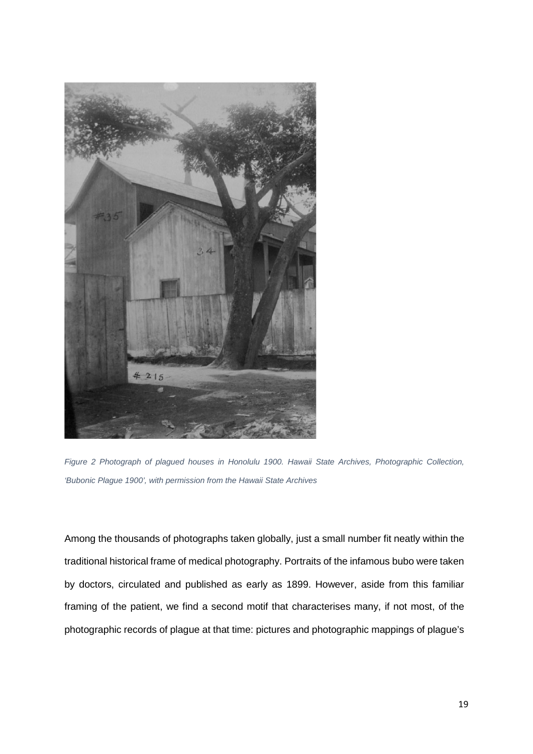*Figure 2 Photograph of plagued houses in Honolulu 1900. Hawaii State Archives, Photographic Collection, 'Bubonic Plague 1900', with permission from the Hawaii State Archives*

Among the thousands of photographs taken globally, just a small number fit neatly within the traditional historical frame of medical photography. Portraits of the infamous bubo were taken by doctors, circulated and published as early as 1899. However, aside from this familiar framing of the patient, we find a second motif that characterises many, if not most, of the photographic records of plague at that time: pictures and photographic mappings of plague's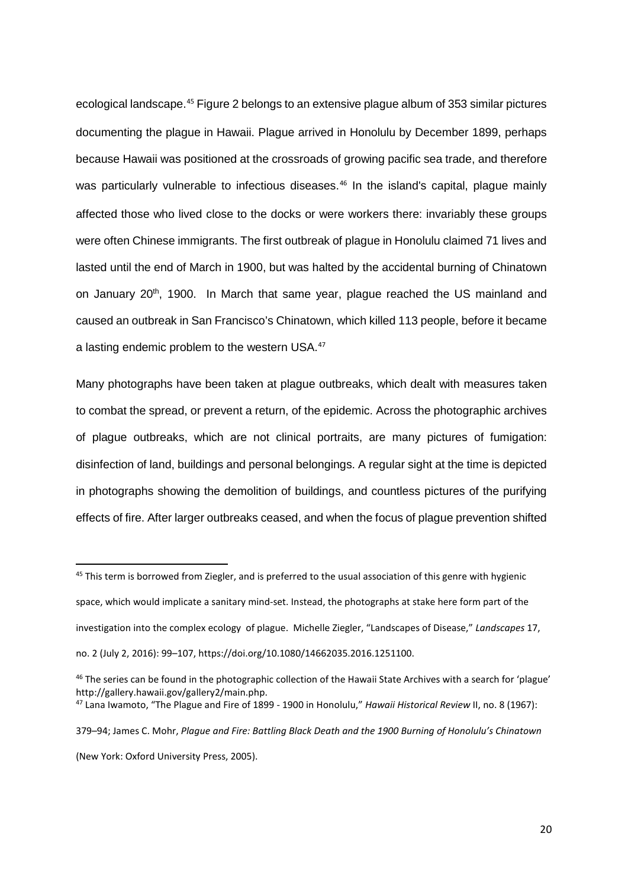ecological landscape.[45] Figure 2 belongs to an extensive plague album of 353 similar pictures documenting the plague in Hawaii. Plague arrived in Honolulu by December 1899, perhaps because Hawaii was positioned at the crossroads of growing pacific sea trade, and therefore was particularly vulnerable to infectious diseases.[46] In the island's capital, plague mainly affected those who lived close to the docks or were workers there: invariably these groups were often Chinese immigrants. The first outbreak of plague in Honolulu claimed 71 lives and lasted until the end of March in 1900, but was halted by the accidental burning of Chinatown on January 20th, 1900. In March that same year, plague reached the US mainland and caused an outbreak in San Francisco's Chinatown, which killed 113 people, before it became a lasting endemic problem to the western USA.[47]

Many photographs have been taken at plague outbreaks, which dealt with measures taken to combat the spread, or prevent a return, of the epidemic. Across the photographic archives of plague outbreaks, which are not clinical portraits, are many pictures of fumigation: disinfection of land, buildings and personal belongings. A regular sight at the time is depicted in photographs showing the demolition of buildings, and countless pictures of the purifying effects of fire. After larger outbreaks ceased, and when the focus of plague prevention shifted

---

[45] This term is borrowed from Ziegler, and is preferred to the usual association of this genre with hygienic space, which would implicate a sanitary mind-set. Instead, the photographs at stake here form part of the investigation into the complex ecology of plague. Michelle Ziegler, "Landscapes of Disease," *Landscapes* 17, no. 2 (July 2, 2016): 99–107, https://doi.org/10.1080/14662035.2016.1251100.

[46] The series can be found in the photographic collection of the Hawaii State Archives with a search for 'plague' http://gallery.hawaii.gov/gallery2/main.php.

[47] Lana Iwamoto, "The Plague and Fire of 1899 - 1900 in Honolulu," *Hawaii Historical Review* II, no. 8 (1967): 379–94; James C. Mohr, *Plague and Fire: Battling Black Death and the 1900 Burning of Honolulu's Chinatown* (New York: Oxford University Press, 2005).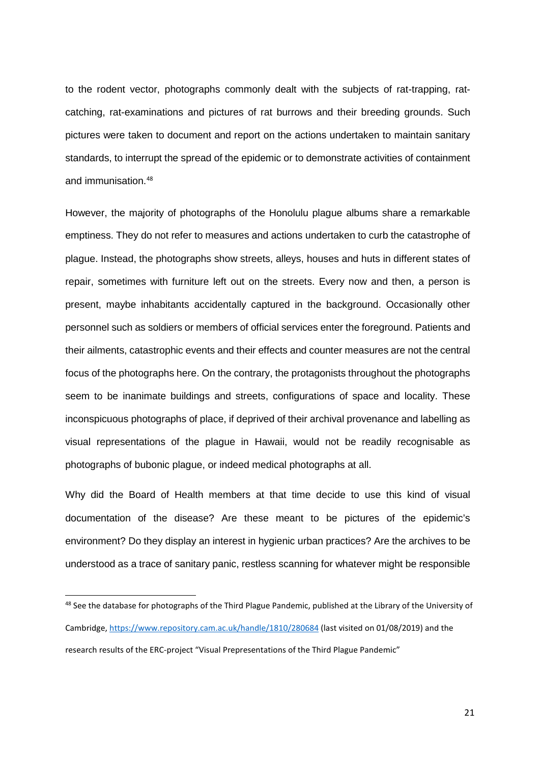to the rodent vector, photographs commonly dealt with the subjects of rat-trapping, rat-catching, rat-examinations and pictures of rat burrows and their breeding grounds. Such pictures were taken to document and report on the actions undertaken to maintain sanitary standards, to interrupt the spread of the epidemic or to demonstrate activities of containment and immunisation.[48]

However, the majority of photographs of the Honolulu plague albums share a remarkable emptiness. They do not refer to measures and actions undertaken to curb the catastrophe of plague. Instead, the photographs show streets, alleys, houses and huts in different states of repair, sometimes with furniture left out on the streets. Every now and then, a person is present, maybe inhabitants accidentally captured in the background. Occasionally other personnel such as soldiers or members of official services enter the foreground. Patients and their ailments, catastrophic events and their effects and counter measures are not the central focus of the photographs here. On the contrary, the protagonists throughout the photographs seem to be inanimate buildings and streets, configurations of space and locality. These inconspicuous photographs of place, if deprived of their archival provenance and labelling as visual representations of the plague in Hawaii, would not be readily recognisable as photographs of bubonic plague, or indeed medical photographs at all.

Why did the Board of Health members at that time decide to use this kind of visual documentation of the disease? Are these meant to be pictures of the epidemic's environment? Do they display an interest in hygienic urban practices? Are the archives to be understood as a trace of sanitary panic, restless scanning for whatever might be responsible

---

[48] See the database for photographs of the Third Plague Pandemic, published at the Library of the University of Cambridge, https://www.repository.cam.ac.uk/handle/1810/280684 (last visited on 01/08/2019) and the research results of the ERC-project "Visual Preprentations of the Third Plague Pandemic"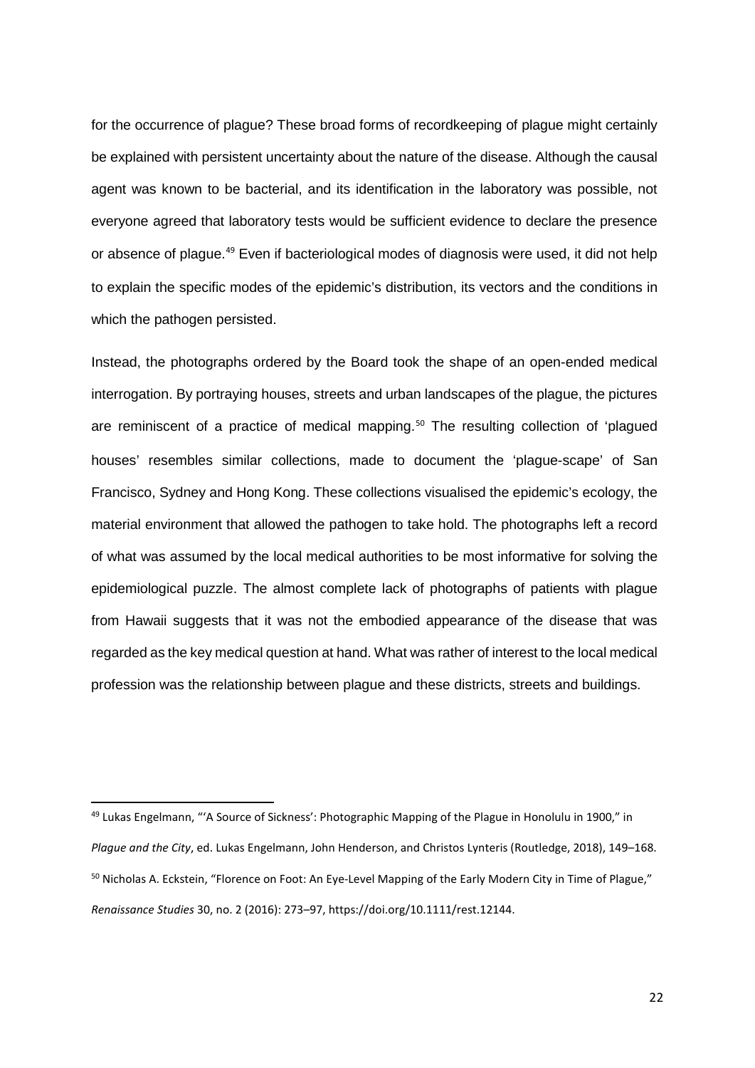for the occurrence of plague? These broad forms of recordkeeping of plague might certainly be explained with persistent uncertainty about the nature of the disease. Although the causal agent was known to be bacterial, and its identification in the laboratory was possible, not everyone agreed that laboratory tests would be sufficient evidence to declare the presence or absence of plague.[49] Even if bacteriological modes of diagnosis were used, it did not help to explain the specific modes of the epidemic's distribution, its vectors and the conditions in which the pathogen persisted.

Instead, the photographs ordered by the Board took the shape of an open-ended medical interrogation. By portraying houses, streets and urban landscapes of the plague, the pictures are reminiscent of a practice of medical mapping.[50] The resulting collection of 'plagued houses' resembles similar collections, made to document the 'plague-scape' of San Francisco, Sydney and Hong Kong. These collections visualised the epidemic's ecology, the material environment that allowed the pathogen to take hold. The photographs left a record of what was assumed by the local medical authorities to be most informative for solving the epidemiological puzzle. The almost complete lack of photographs of patients with plague from Hawaii suggests that it was not the embodied appearance of the disease that was regarded as the key medical question at hand. What was rather of interest to the local medical profession was the relationship between plague and these districts, streets and buildings.

---

[49] Lukas Engelmann, "'A Source of Sickness': Photographic Mapping of the Plague in Honolulu in 1900," in *Plague and the City*, ed. Lukas Engelmann, John Henderson, and Christos Lynteris (Routledge, 2018), 149–168.

[50] Nicholas A. Eckstein, "Florence on Foot: An Eye-Level Mapping of the Early Modern City in Time of Plague," *Renaissance Studies* 30, no. 2 (2016): 273–97, https://doi.org/10.1111/rest.12144.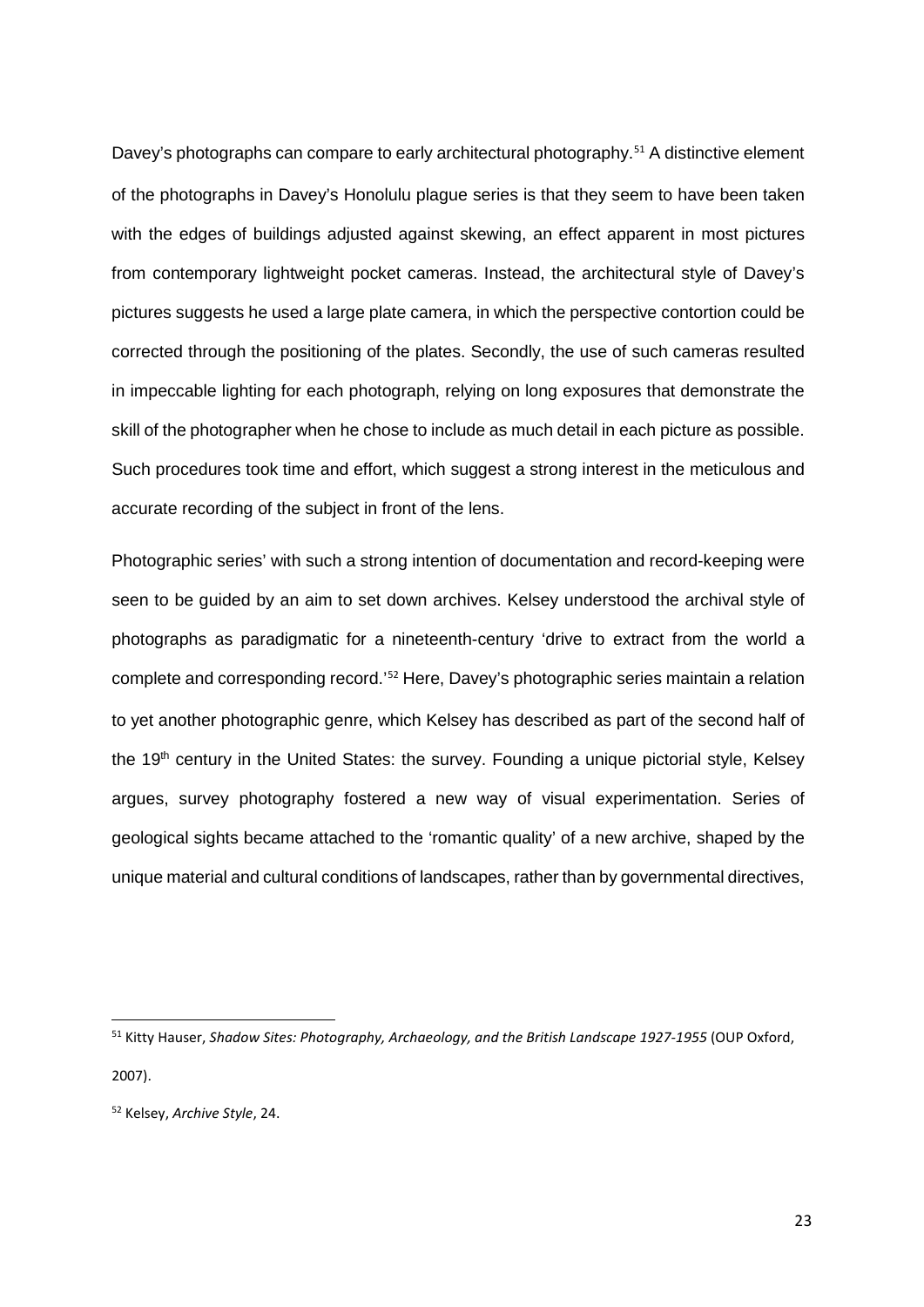Davey's photographs can compare to early architectural photography.[51] A distinctive element of the photographs in Davey's Honolulu plague series is that they seem to have been taken with the edges of buildings adjusted against skewing, an effect apparent in most pictures from contemporary lightweight pocket cameras. Instead, the architectural style of Davey's pictures suggests he used a large plate camera, in which the perspective contortion could be corrected through the positioning of the plates. Secondly, the use of such cameras resulted in impeccable lighting for each photograph, relying on long exposures that demonstrate the skill of the photographer when he chose to include as much detail in each picture as possible. Such procedures took time and effort, which suggest a strong interest in the meticulous and accurate recording of the subject in front of the lens.

Photographic series' with such a strong intention of documentation and record-keeping were seen to be guided by an aim to set down archives. Kelsey understood the archival style of photographs as paradigmatic for a nineteenth-century 'drive to extract from the world a complete and corresponding record.'[52] Here, Davey's photographic series maintain a relation to yet another photographic genre, which Kelsey has described as part of the second half of the 19th century in the United States: the survey. Founding a unique pictorial style, Kelsey argues, survey photography fostered a new way of visual experimentation. Series of geological sights became attached to the 'romantic quality' of a new archive, shaped by the unique material and cultural conditions of landscapes, rather than by governmental directives,

---

[51] Kitty Hauser, *Shadow Sites: Photography, Archaeology, and the British Landscape 1927-1955* (OUP Oxford, 2007).

[52] Kelsey, *Archive Style*, 24.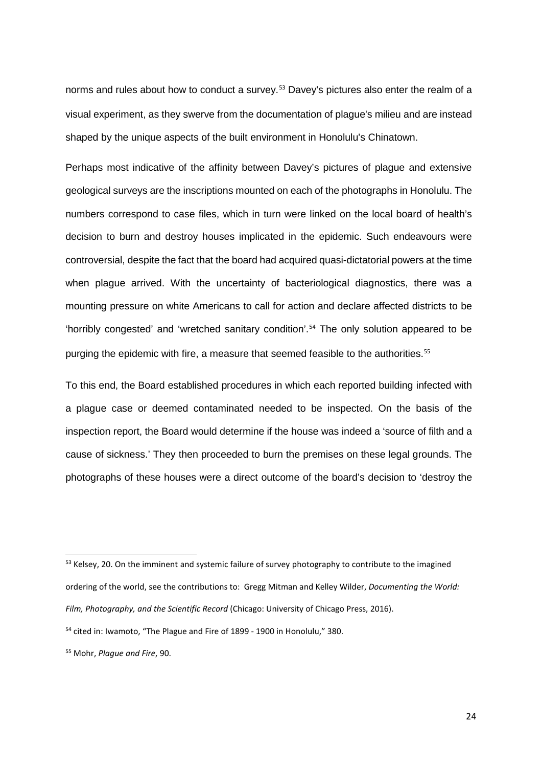norms and rules about how to conduct a survey.[53] Davey's pictures also enter the realm of a visual experiment, as they swerve from the documentation of plague's milieu and are instead shaped by the unique aspects of the built environment in Honolulu's Chinatown.

Perhaps most indicative of the affinity between Davey's pictures of plague and extensive geological surveys are the inscriptions mounted on each of the photographs in Honolulu. The numbers correspond to case files, which in turn were linked on the local board of health's decision to burn and destroy houses implicated in the epidemic. Such endeavours were controversial, despite the fact that the board had acquired quasi-dictatorial powers at the time when plague arrived. With the uncertainty of bacteriological diagnostics, there was a mounting pressure on white Americans to call for action and declare affected districts to be 'horribly congested' and 'wretched sanitary condition'.[54] The only solution appeared to be purging the epidemic with fire, a measure that seemed feasible to the authorities.[55]

To this end, the Board established procedures in which each reported building infected with a plague case or deemed contaminated needed to be inspected. On the basis of the inspection report, the Board would determine if the house was indeed a 'source of filth and a cause of sickness.' They then proceeded to burn the premises on these legal grounds. The photographs of these houses were a direct outcome of the board's decision to 'destroy the

---

[53] Kelsey, 20. On the imminent and systemic failure of survey photography to contribute to the imagined ordering of the world, see the contributions to: Gregg Mitman and Kelley Wilder, *Documenting the World: Film, Photography, and the Scientific Record* (Chicago: University of Chicago Press, 2016).

[54] cited in: Iwamoto, "The Plague and Fire of 1899 - 1900 in Honolulu," 380.

[55] Mohr, *Plague and Fire*, 90.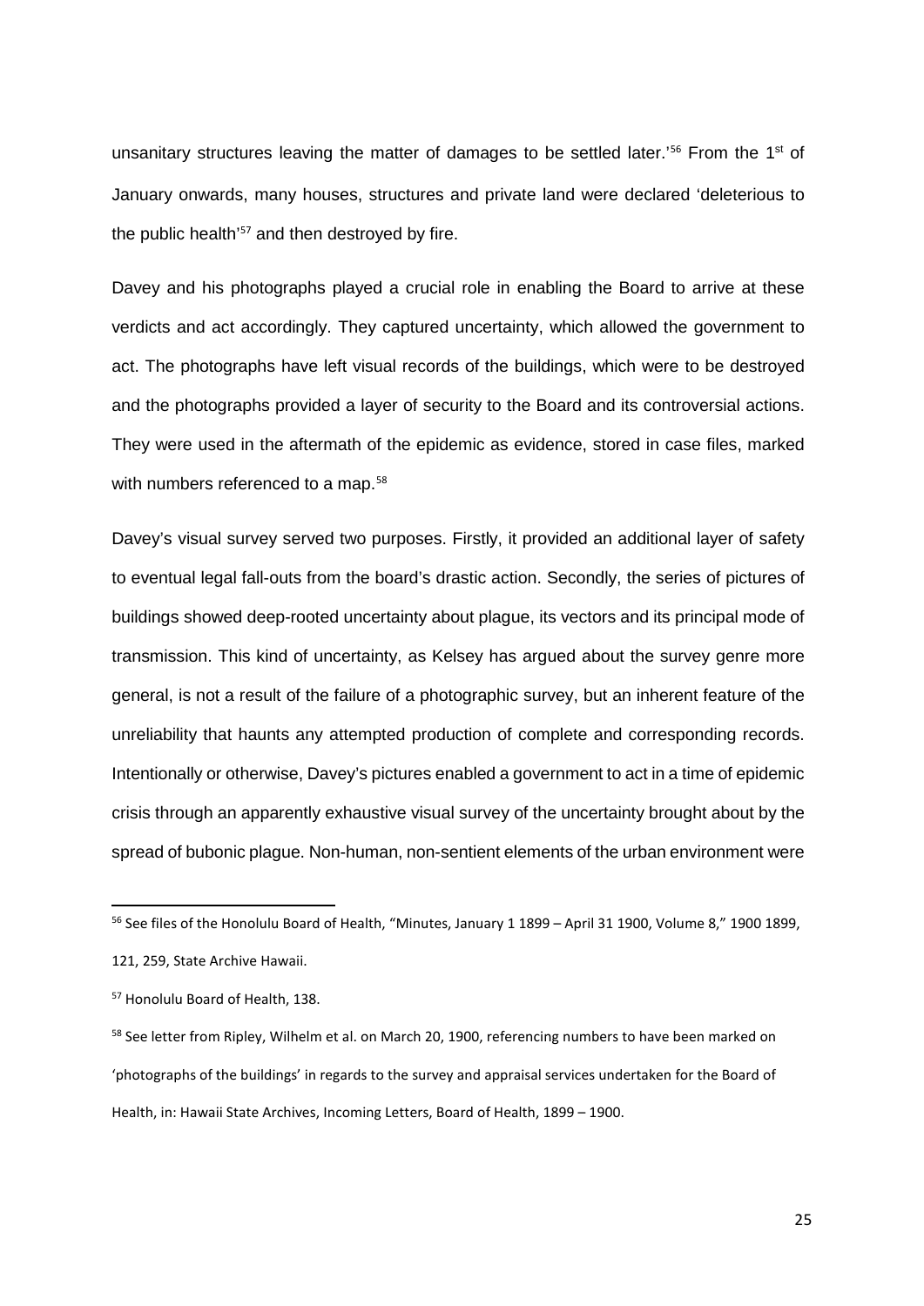unsanitary structures leaving the matter of damages to be settled later.'[56] From the 1st of January onwards, many houses, structures and private land were declared 'deleterious to the public health'[57] and then destroyed by fire.

Davey and his photographs played a crucial role in enabling the Board to arrive at these verdicts and act accordingly. They captured uncertainty, which allowed the government to act. The photographs have left visual records of the buildings, which were to be destroyed and the photographs provided a layer of security to the Board and its controversial actions. They were used in the aftermath of the epidemic as evidence, stored in case files, marked with numbers referenced to a map.[58]

Davey's visual survey served two purposes. Firstly, it provided an additional layer of safety to eventual legal fall-outs from the board's drastic action. Secondly, the series of pictures of buildings showed deep-rooted uncertainty about plague, its vectors and its principal mode of transmission. This kind of uncertainty, as Kelsey has argued about the survey genre more general, is not a result of the failure of a photographic survey, but an inherent feature of the unreliability that haunts any attempted production of complete and corresponding records. Intentionally or otherwise, Davey's pictures enabled a government to act in a time of epidemic crisis through an apparently exhaustive visual survey of the uncertainty brought about by the spread of bubonic plague. Non-human, non-sentient elements of the urban environment were

---

[56] See files of the Honolulu Board of Health, "Minutes, January 1 1899 – April 31 1900, Volume 8," 1900 1899, 121, 259, State Archive Hawaii.

[57] Honolulu Board of Health, 138.

[58] See letter from Ripley, Wilhelm et al. on March 20, 1900, referencing numbers to have been marked on 'photographs of the buildings' in regards to the survey and appraisal services undertaken for the Board of Health, in: Hawaii State Archives, Incoming Letters, Board of Health, 1899 – 1900.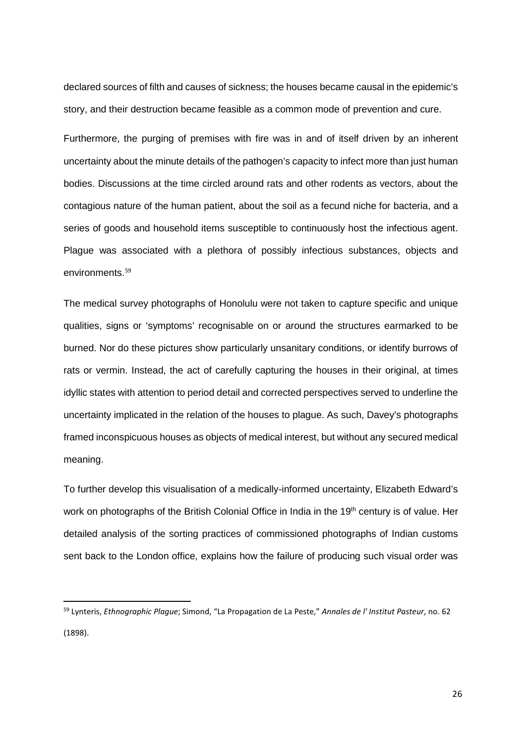declared sources of filth and causes of sickness; the houses became causal in the epidemic's story, and their destruction became feasible as a common mode of prevention and cure.

Furthermore, the purging of premises with fire was in and of itself driven by an inherent uncertainty about the minute details of the pathogen's capacity to infect more than just human bodies. Discussions at the time circled around rats and other rodents as vectors, about the contagious nature of the human patient, about the soil as a fecund niche for bacteria, and a series of goods and household items susceptible to continuously host the infectious agent. Plague was associated with a plethora of possibly infectious substances, objects and environments.[59]

The medical survey photographs of Honolulu were not taken to capture specific and unique qualities, signs or 'symptoms' recognisable on or around the structures earmarked to be burned. Nor do these pictures show particularly unsanitary conditions, or identify burrows of rats or vermin. Instead, the act of carefully capturing the houses in their original, at times idyllic states with attention to period detail and corrected perspectives served to underline the uncertainty implicated in the relation of the houses to plague. As such, Davey's photographs framed inconspicuous houses as objects of medical interest, but without any secured medical meaning.

To further develop this visualisation of a medically-informed uncertainty, Elizabeth Edward's work on photographs of the British Colonial Office in India in the 19th century is of value. Her detailed analysis of the sorting practices of commissioned photographs of Indian customs sent back to the London office, explains how the failure of producing such visual order was

---

[59] Lynteris, *Ethnographic Plague*; Simond, "La Propagation de La Peste," *Annales de l' Institut Pasteur*, no. 62 (1898).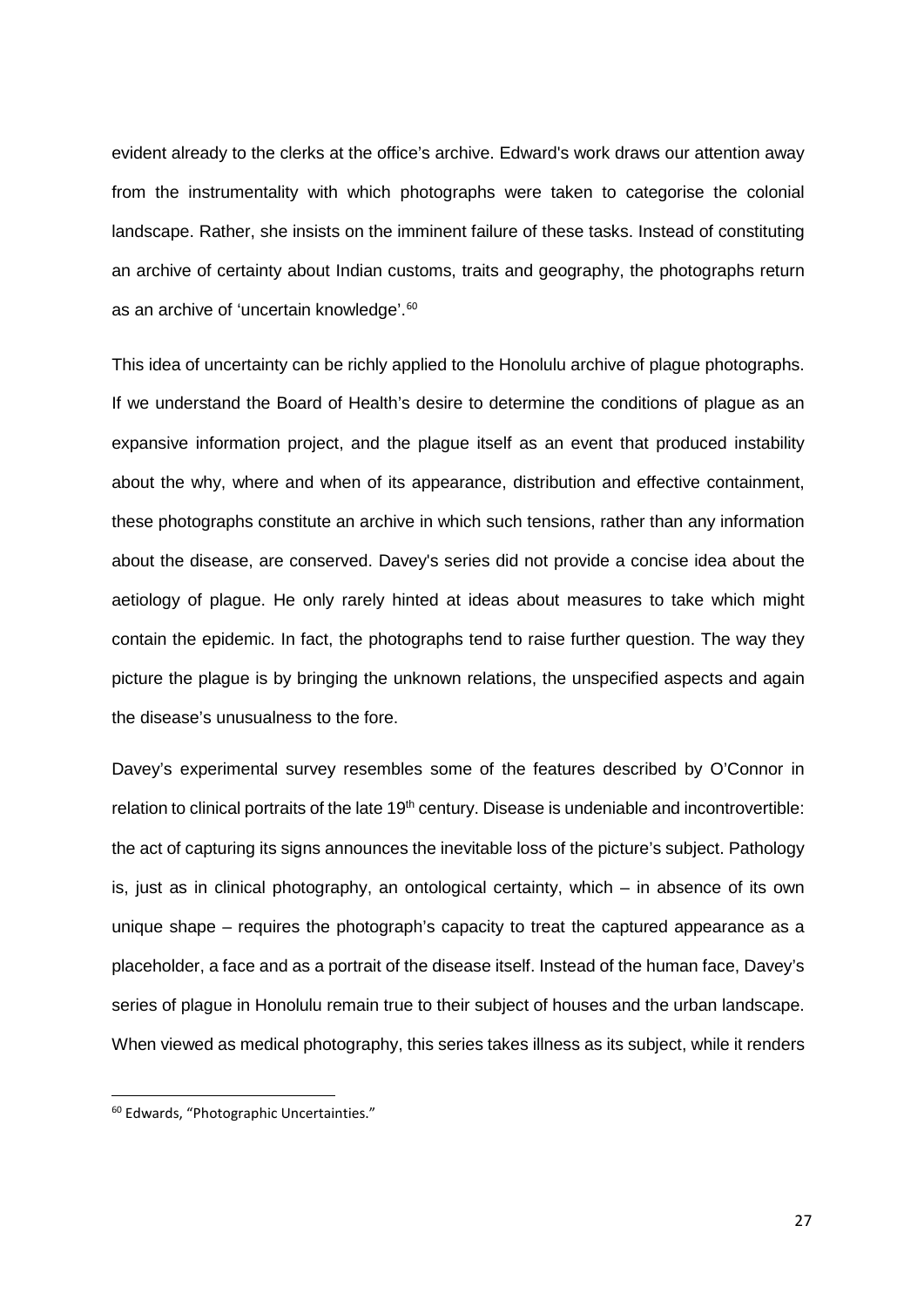evident already to the clerks at the office's archive. Edward's work draws our attention away from the instrumentality with which photographs were taken to categorise the colonial landscape. Rather, she insists on the imminent failure of these tasks. Instead of constituting an archive of certainty about Indian customs, traits and geography, the photographs return as an archive of 'uncertain knowledge'.[60]

This idea of uncertainty can be richly applied to the Honolulu archive of plague photographs. If we understand the Board of Health's desire to determine the conditions of plague as an expansive information project, and the plague itself as an event that produced instability about the why, where and when of its appearance, distribution and effective containment, these photographs constitute an archive in which such tensions, rather than any information about the disease, are conserved. Davey's series did not provide a concise idea about the aetiology of plague. He only rarely hinted at ideas about measures to take which might contain the epidemic. In fact, the photographs tend to raise further question. The way they picture the plague is by bringing the unknown relations, the unspecified aspects and again the disease's unusualness to the fore.

Davey's experimental survey resembles some of the features described by O'Connor in relation to clinical portraits of the late 19th century. Disease is undeniable and incontrovertible: the act of capturing its signs announces the inevitable loss of the picture's subject. Pathology is, just as in clinical photography, an ontological certainty, which – in absence of its own unique shape – requires the photograph's capacity to treat the captured appearance as a placeholder, a face and as a portrait of the disease itself. Instead of the human face, Davey's series of plague in Honolulu remain true to their subject of houses and the urban landscape. When viewed as medical photography, this series takes illness as its subject, while it renders

[60] Edwards, "Photographic Uncertainties."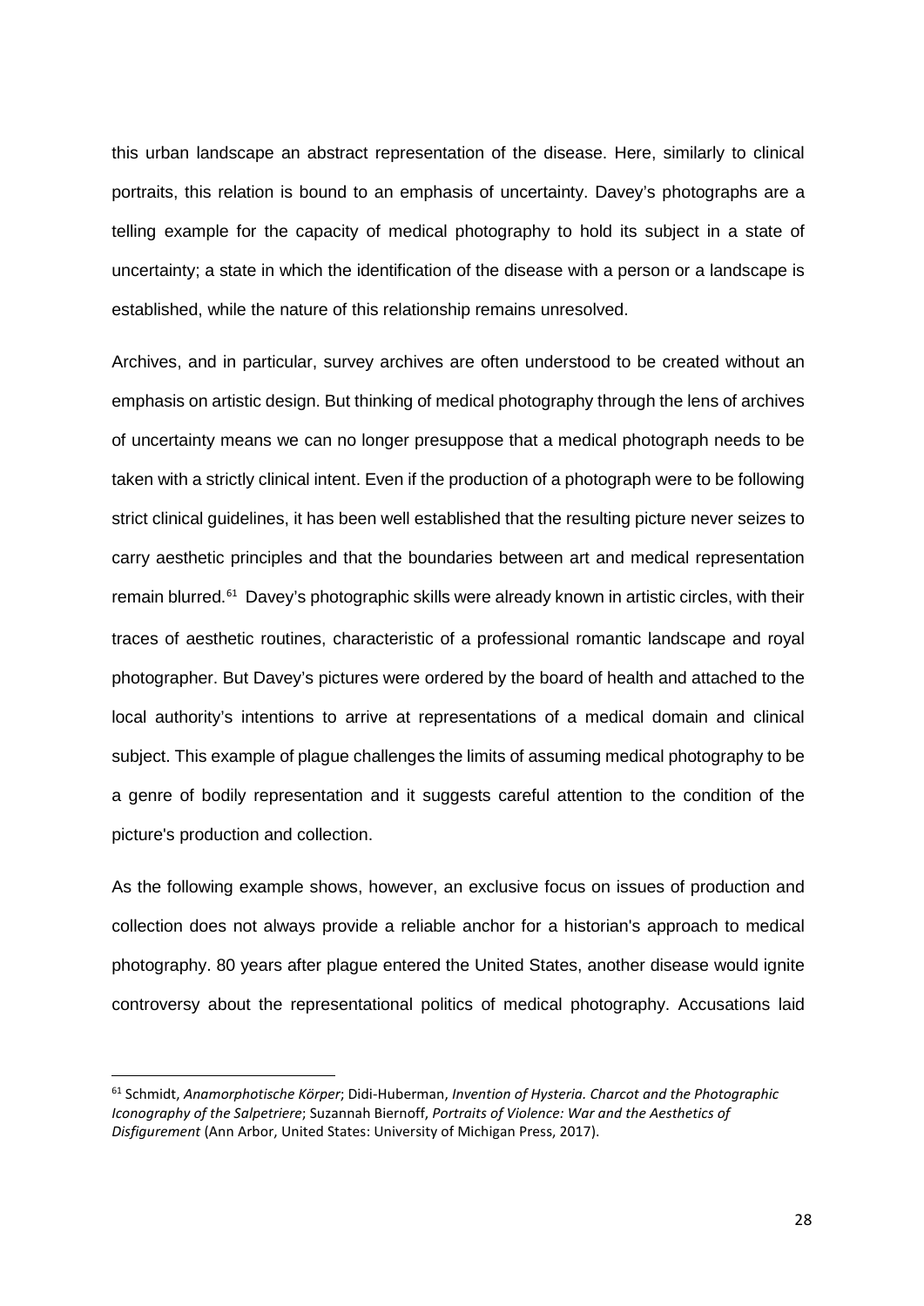this urban landscape an abstract representation of the disease. Here, similarly to clinical portraits, this relation is bound to an emphasis of uncertainty. Davey's photographs are a telling example for the capacity of medical photography to hold its subject in a state of uncertainty; a state in which the identification of the disease with a person or a landscape is established, while the nature of this relationship remains unresolved.

Archives, and in particular, survey archives are often understood to be created without an emphasis on artistic design. But thinking of medical photography through the lens of archives of uncertainty means we can no longer presuppose that a medical photograph needs to be taken with a strictly clinical intent. Even if the production of a photograph were to be following strict clinical guidelines, it has been well established that the resulting picture never seizes to carry aesthetic principles and that the boundaries between art and medical representation remain blurred.[61] Davey's photographic skills were already known in artistic circles, with their traces of aesthetic routines, characteristic of a professional romantic landscape and royal photographer. But Davey's pictures were ordered by the board of health and attached to the local authority's intentions to arrive at representations of a medical domain and clinical subject. This example of plague challenges the limits of assuming medical photography to be a genre of bodily representation and it suggests careful attention to the condition of the picture's production and collection.

As the following example shows, however, an exclusive focus on issues of production and collection does not always provide a reliable anchor for a historian's approach to medical photography. 80 years after plague entered the United States, another disease would ignite controversy about the representational politics of medical photography. Accusations laid

[61] Schmidt, *Anamorphotische Körper*; Didi-Huberman, *Invention of Hysteria. Charcot and the Photographic Iconography of the Salpetriere*; Suzannah Biernoff, *Portraits of Violence: War and the Aesthetics of Disfigurement* (Ann Arbor, United States: University of Michigan Press, 2017).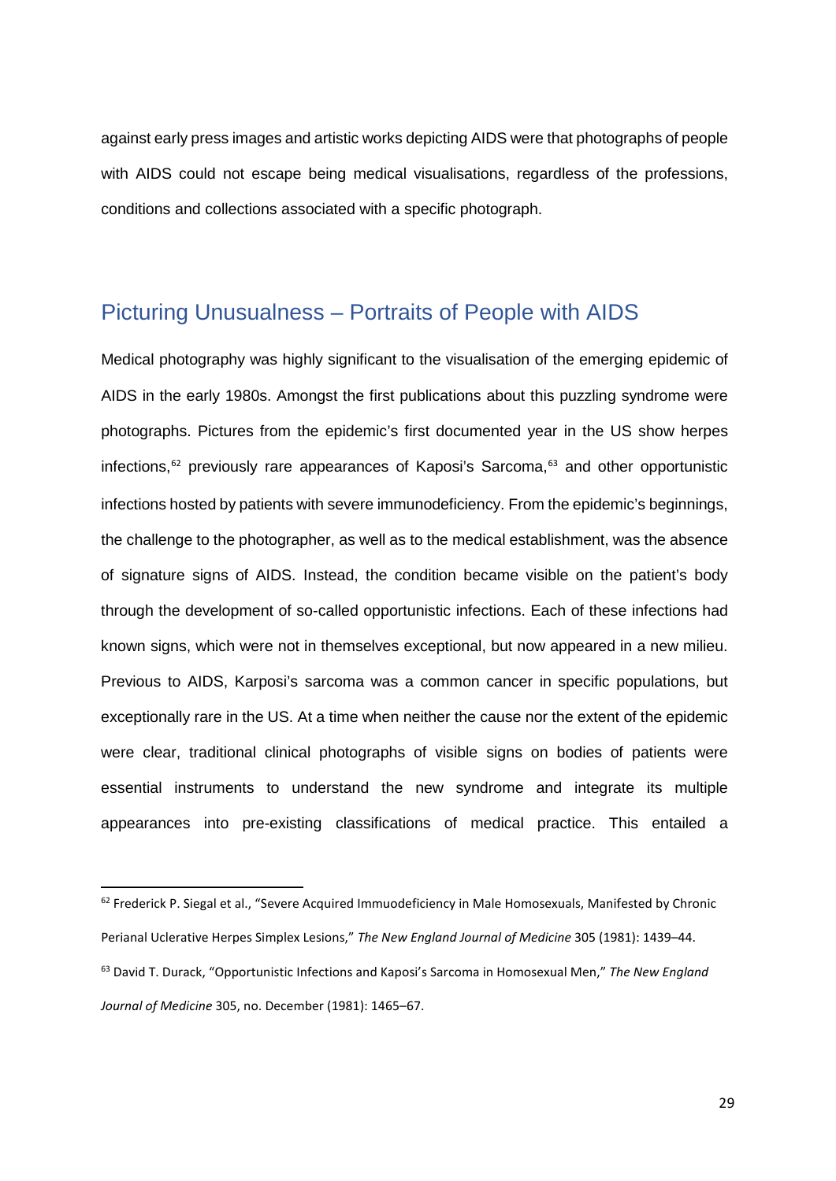against early press images and artistic works depicting AIDS were that photographs of people with AIDS could not escape being medical visualisations, regardless of the professions, conditions and collections associated with a specific photograph.

## Picturing Unusualness – Portraits of People with AIDS

Medical photography was highly significant to the visualisation of the emerging epidemic of AIDS in the early 1980s. Amongst the first publications about this puzzling syndrome were photographs. Pictures from the epidemic's first documented year in the US show herpes infections,[62] previously rare appearances of Kaposi's Sarcoma,[63] and other opportunistic infections hosted by patients with severe immunodeficiency. From the epidemic's beginnings, the challenge to the photographer, as well as to the medical establishment, was the absence of signature signs of AIDS. Instead, the condition became visible on the patient's body through the development of so-called opportunistic infections. Each of these infections had known signs, which were not in themselves exceptional, but now appeared in a new milieu. Previous to AIDS, Karposi's sarcoma was a common cancer in specific populations, but exceptionally rare in the US. At a time when neither the cause nor the extent of the epidemic were clear, traditional clinical photographs of visible signs on bodies of patients were essential instruments to understand the new syndrome and integrate its multiple appearances into pre-existing classifications of medical practice. This entailed a

---

[62] Frederick P. Siegal et al., "Severe Acquired Immuodeficiency in Male Homosexuals, Manifested by Chronic Perianal Uclerative Herpes Simplex Lesions," *The New England Journal of Medicine* 305 (1981): 1439–44.

[63] David T. Durack, "Opportunistic Infections and Kaposi's Sarcoma in Homosexual Men," *The New England Journal of Medicine* 305, no. December (1981): 1465–67.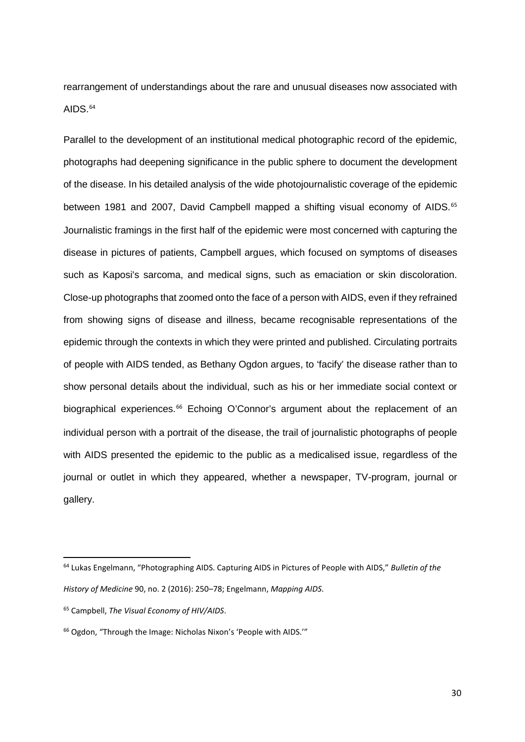rearrangement of understandings about the rare and unusual diseases now associated with AIDS.[64]

Parallel to the development of an institutional medical photographic record of the epidemic, photographs had deepening significance in the public sphere to document the development of the disease. In his detailed analysis of the wide photojournalistic coverage of the epidemic between 1981 and 2007, David Campbell mapped a shifting visual economy of AIDS.[65] Journalistic framings in the first half of the epidemic were most concerned with capturing the disease in pictures of patients, Campbell argues, which focused on symptoms of diseases such as Kaposi's sarcoma, and medical signs, such as emaciation or skin discoloration. Close-up photographs that zoomed onto the face of a person with AIDS, even if they refrained from showing signs of disease and illness, became recognisable representations of the epidemic through the contexts in which they were printed and published. Circulating portraits of people with AIDS tended, as Bethany Ogdon argues, to 'facify' the disease rather than to show personal details about the individual, such as his or her immediate social context or biographical experiences.[66] Echoing O'Connor's argument about the replacement of an individual person with a portrait of the disease, the trail of journalistic photographs of people with AIDS presented the epidemic to the public as a medicalised issue, regardless of the journal or outlet in which they appeared, whether a newspaper, TV-program, journal or gallery.

---

[64] Lukas Engelmann, "Photographing AIDS. Capturing AIDS in Pictures of People with AIDS," *Bulletin of the History of Medicine* 90, no. 2 (2016): 250–78; Engelmann, *Mapping AIDS*.

[65] Campbell, *The Visual Economy of HIV/AIDS*.

[66] Ogdon, "Through the Image: Nicholas Nixon's 'People with AIDS.'"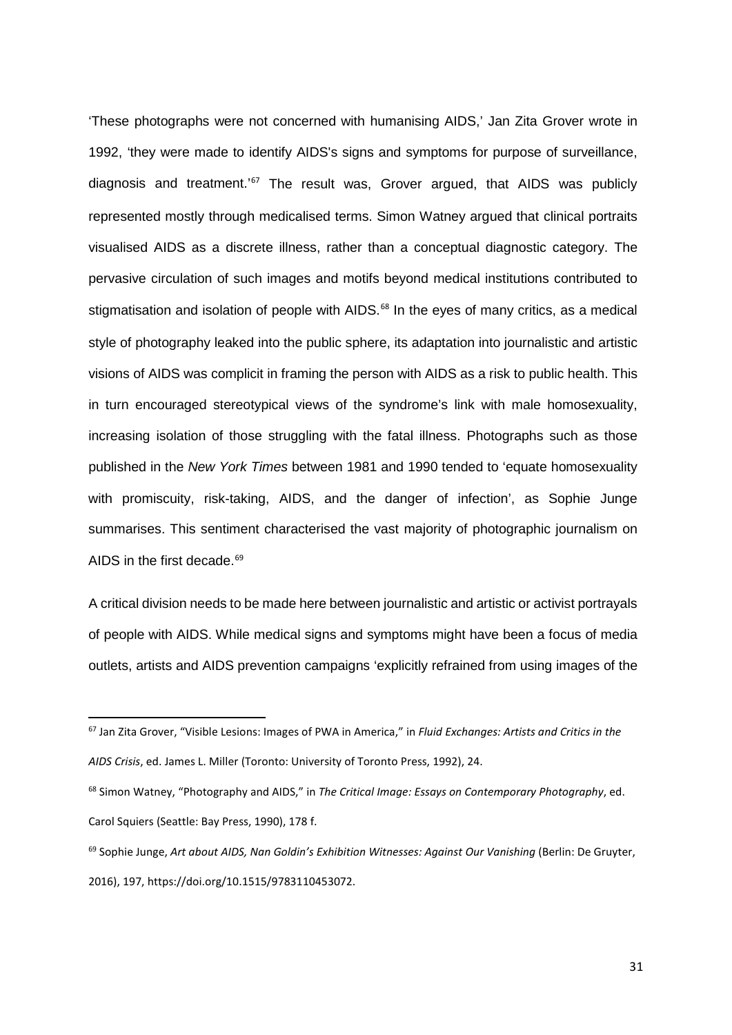'These photographs were not concerned with humanising AIDS,' Jan Zita Grover wrote in 1992, 'they were made to identify AIDS's signs and symptoms for purpose of surveillance, diagnosis and treatment.'[67] The result was, Grover argued, that AIDS was publicly represented mostly through medicalised terms. Simon Watney argued that clinical portraits visualised AIDS as a discrete illness, rather than a conceptual diagnostic category. The pervasive circulation of such images and motifs beyond medical institutions contributed to stigmatisation and isolation of people with AIDS.[68] In the eyes of many critics, as a medical style of photography leaked into the public sphere, its adaptation into journalistic and artistic visions of AIDS was complicit in framing the person with AIDS as a risk to public health. This in turn encouraged stereotypical views of the syndrome's link with male homosexuality, increasing isolation of those struggling with the fatal illness. Photographs such as those published in the *New York Times* between 1981 and 1990 tended to 'equate homosexuality with promiscuity, risk-taking, AIDS, and the danger of infection', as Sophie Junge summarises. This sentiment characterised the vast majority of photographic journalism on AIDS in the first decade.[69]

A critical division needs to be made here between journalistic and artistic or activist portrayals of people with AIDS. While medical signs and symptoms might have been a focus of media outlets, artists and AIDS prevention campaigns 'explicitly refrained from using images of the

---

[67] Jan Zita Grover, "Visible Lesions: Images of PWA in America," in *Fluid Exchanges: Artists and Critics in the AIDS Crisis*, ed. James L. Miller (Toronto: University of Toronto Press, 1992), 24.

[68] Simon Watney, "Photography and AIDS," in *The Critical Image: Essays on Contemporary Photography*, ed. Carol Squiers (Seattle: Bay Press, 1990), 178 f.

[69] Sophie Junge, *Art about AIDS, Nan Goldin's Exhibition Witnesses: Against Our Vanishing* (Berlin: De Gruyter, 2016), 197, https://doi.org/10.1515/9783110453072.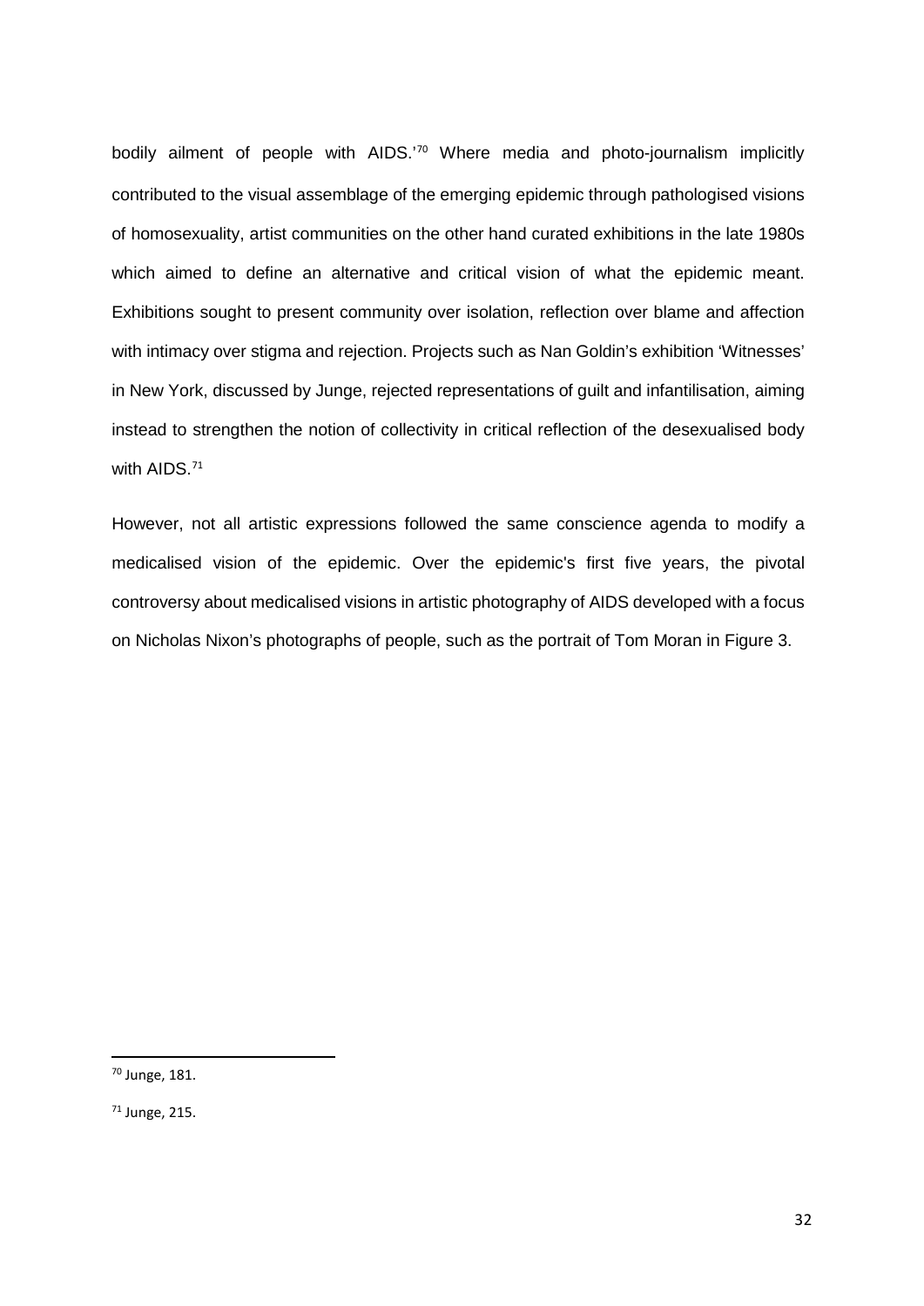bodily ailment of people with AIDS.'[70] Where media and photo-journalism implicitly contributed to the visual assemblage of the emerging epidemic through pathologised visions of homosexuality, artist communities on the other hand curated exhibitions in the late 1980s which aimed to define an alternative and critical vision of what the epidemic meant. Exhibitions sought to present community over isolation, reflection over blame and affection with intimacy over stigma and rejection. Projects such as Nan Goldin's exhibition 'Witnesses' in New York, discussed by Junge, rejected representations of guilt and infantilisation, aiming instead to strengthen the notion of collectivity in critical reflection of the desexualised body with AIDS.[71]

However, not all artistic expressions followed the same conscience agenda to modify a medicalised vision of the epidemic. Over the epidemic's first five years, the pivotal controversy about medicalised visions in artistic photography of AIDS developed with a focus on Nicholas Nixon's photographs of people, such as the portrait of Tom Moran in Figure 3.

[70] Junge, 181.

[71] Junge, 215.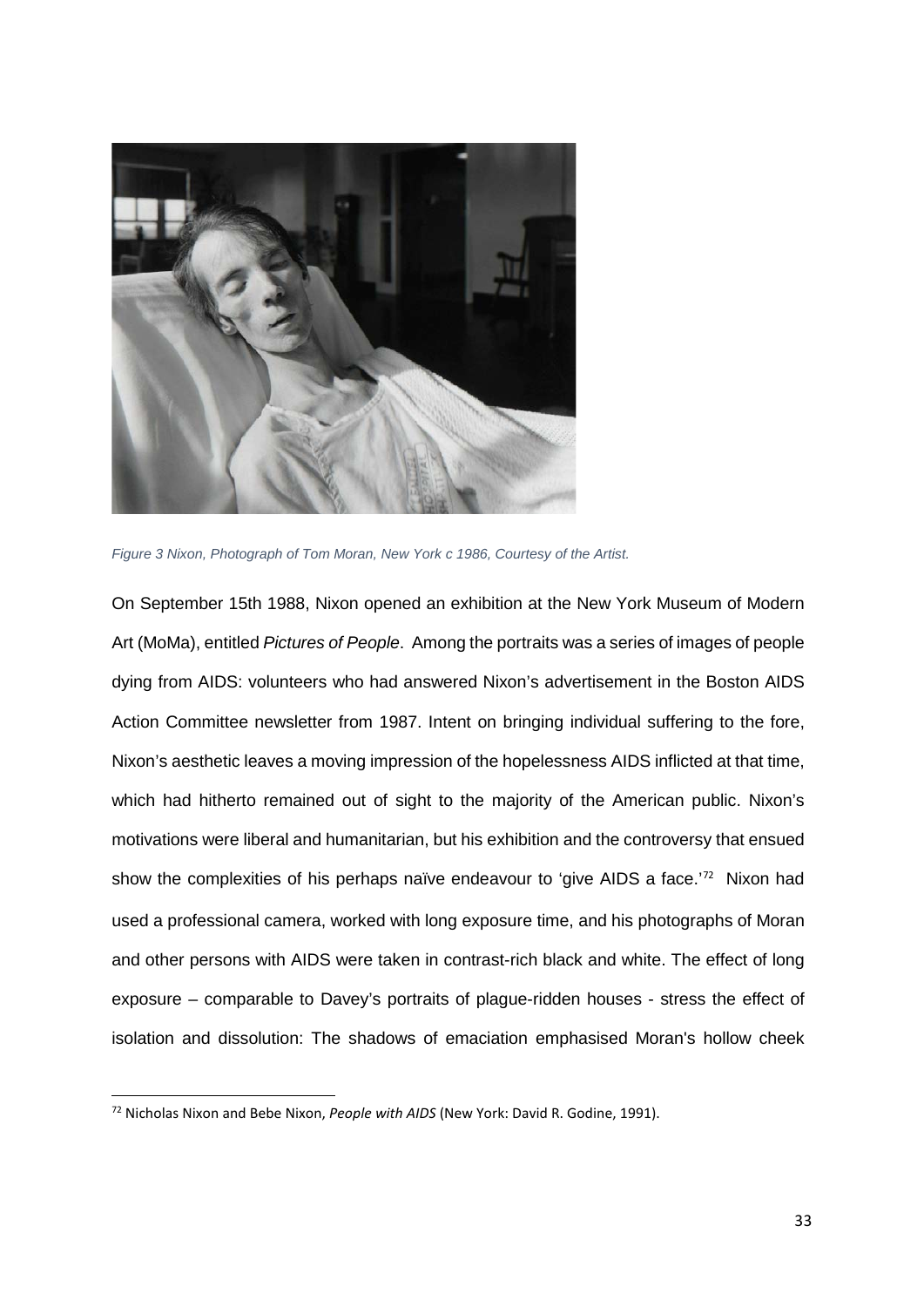*Figure 3 Nixon, Photograph of Tom Moran, New York c 1986, Courtesy of the Artist.*

On September 15th 1988, Nixon opened an exhibition at the New York Museum of Modern Art (MoMa), entitled *Pictures of People*. Among the portraits was a series of images of people dying from AIDS: volunteers who had answered Nixon's advertisement in the Boston AIDS Action Committee newsletter from 1987. Intent on bringing individual suffering to the fore, Nixon's aesthetic leaves a moving impression of the hopelessness AIDS inflicted at that time, which had hitherto remained out of sight to the majority of the American public. Nixon's motivations were liberal and humanitarian, but his exhibition and the controversy that ensued show the complexities of his perhaps naïve endeavour to 'give AIDS a face.'[72] Nixon had used a professional camera, worked with long exposure time, and his photographs of Moran and other persons with AIDS were taken in contrast-rich black and white. The effect of long exposure – comparable to Davey's portraits of plague-ridden houses - stress the effect of isolation and dissolution: The shadows of emaciation emphasised Moran's hollow cheek

[72] Nicholas Nixon and Bebe Nixon, *People with AIDS* (New York: David R. Godine, 1991).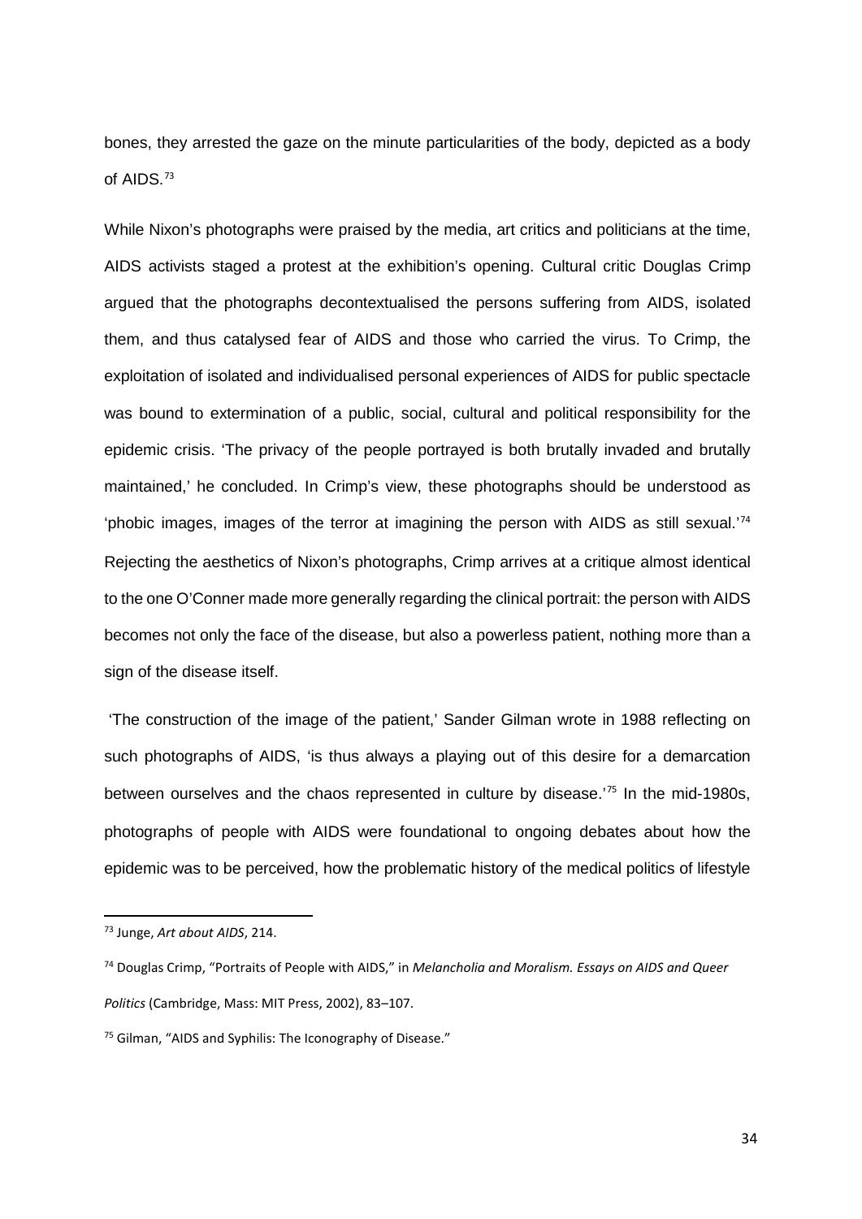bones, they arrested the gaze on the minute particularities of the body, depicted as a body of AIDS.[73]

While Nixon's photographs were praised by the media, art critics and politicians at the time, AIDS activists staged a protest at the exhibition's opening. Cultural critic Douglas Crimp argued that the photographs decontextualised the persons suffering from AIDS, isolated them, and thus catalysed fear of AIDS and those who carried the virus. To Crimp, the exploitation of isolated and individualised personal experiences of AIDS for public spectacle was bound to extermination of a public, social, cultural and political responsibility for the epidemic crisis. 'The privacy of the people portrayed is both brutally invaded and brutally maintained,' he concluded. In Crimp's view, these photographs should be understood as 'phobic images, images of the terror at imagining the person with AIDS as still sexual.'[74] Rejecting the aesthetics of Nixon's photographs, Crimp arrives at a critique almost identical to the one O'Conner made more generally regarding the clinical portrait: the person with AIDS becomes not only the face of the disease, but also a powerless patient, nothing more than a sign of the disease itself.

'The construction of the image of the patient,' Sander Gilman wrote in 1988 reflecting on such photographs of AIDS, 'is thus always a playing out of this desire for a demarcation between ourselves and the chaos represented in culture by disease.'[75] In the mid-1980s, photographs of people with AIDS were foundational to ongoing debates about how the epidemic was to be perceived, how the problematic history of the medical politics of lifestyle

---

[73] Junge, *Art about AIDS*, 214.

[74] Douglas Crimp, "Portraits of People with AIDS," in *Melancholia and Moralism. Essays on AIDS and Queer Politics* (Cambridge, Mass: MIT Press, 2002), 83–107.

[75] Gilman, "AIDS and Syphilis: The Iconography of Disease."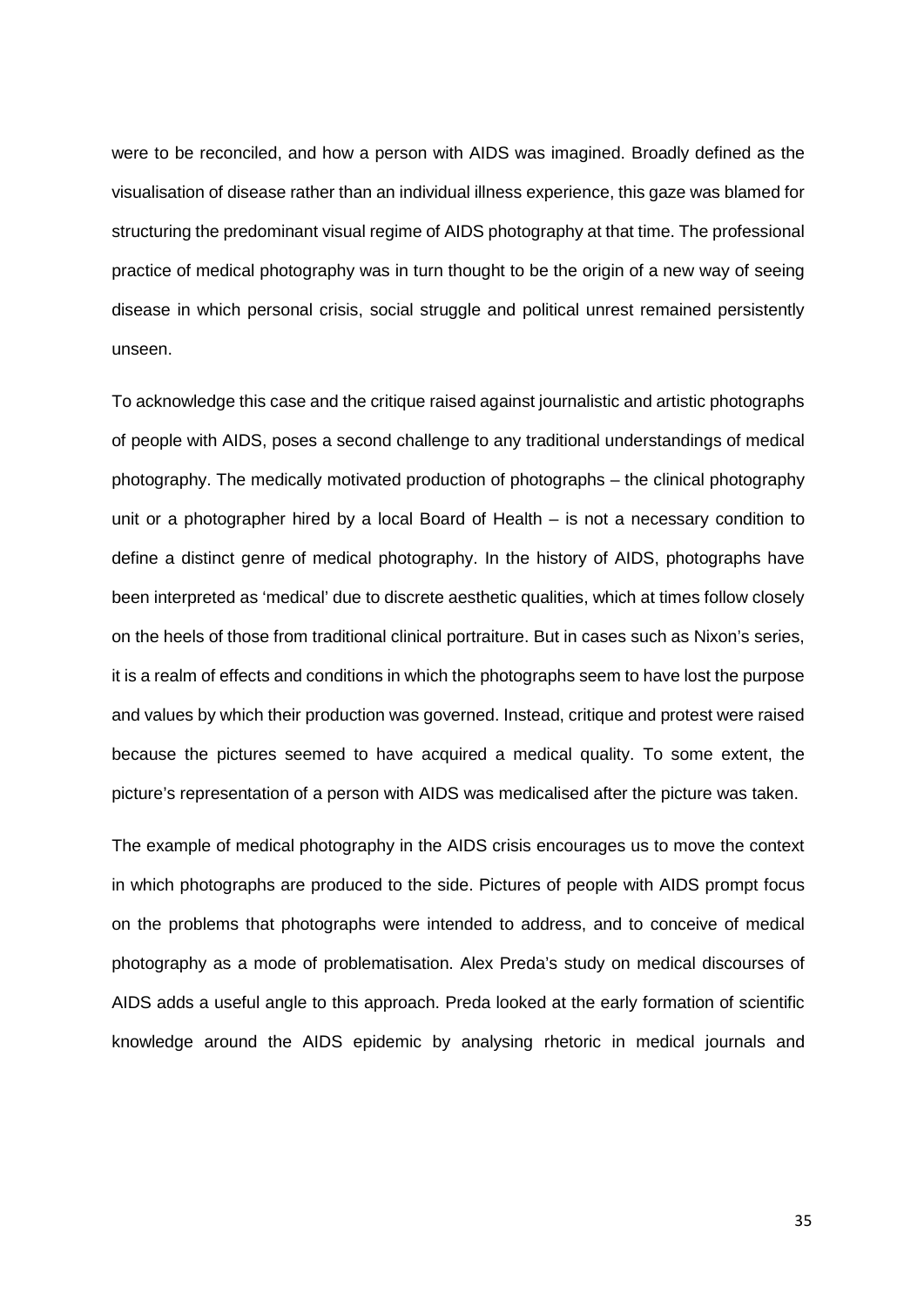were to be reconciled, and how a person with AIDS was imagined. Broadly defined as the visualisation of disease rather than an individual illness experience, this gaze was blamed for structuring the predominant visual regime of AIDS photography at that time. The professional practice of medical photography was in turn thought to be the origin of a new way of seeing disease in which personal crisis, social struggle and political unrest remained persistently unseen.

To acknowledge this case and the critique raised against journalistic and artistic photographs of people with AIDS, poses a second challenge to any traditional understandings of medical photography. The medically motivated production of photographs – the clinical photography unit or a photographer hired by a local Board of Health – is not a necessary condition to define a distinct genre of medical photography. In the history of AIDS, photographs have been interpreted as 'medical' due to discrete aesthetic qualities, which at times follow closely on the heels of those from traditional clinical portraiture. But in cases such as Nixon's series, it is a realm of effects and conditions in which the photographs seem to have lost the purpose and values by which their production was governed. Instead, critique and protest were raised because the pictures seemed to have acquired a medical quality. To some extent, the picture's representation of a person with AIDS was medicalised after the picture was taken.

The example of medical photography in the AIDS crisis encourages us to move the context in which photographs are produced to the side. Pictures of people with AIDS prompt focus on the problems that photographs were intended to address, and to conceive of medical photography as a mode of problematisation. Alex Preda's study on medical discourses of AIDS adds a useful angle to this approach. Preda looked at the early formation of scientific knowledge around the AIDS epidemic by analysing rhetoric in medical journals and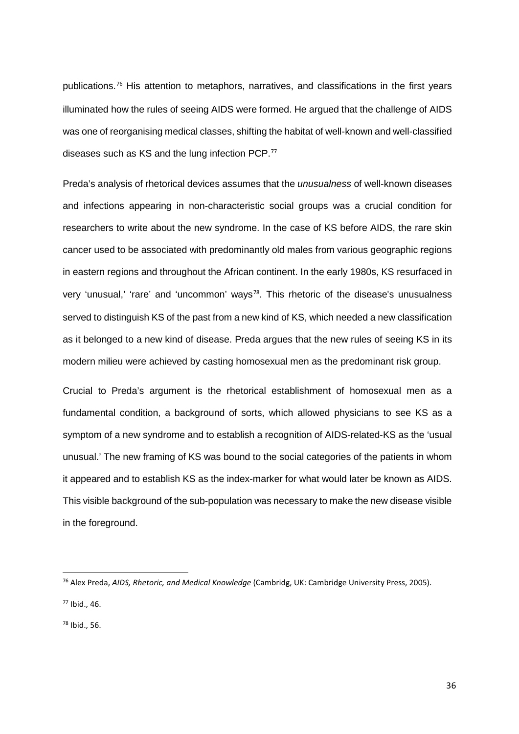publications.[76] His attention to metaphors, narratives, and classifications in the first years illuminated how the rules of seeing AIDS were formed. He argued that the challenge of AIDS was one of reorganising medical classes, shifting the habitat of well-known and well-classified diseases such as KS and the lung infection PCP.[77]

Preda's analysis of rhetorical devices assumes that the *unusualness* of well-known diseases and infections appearing in non-characteristic social groups was a crucial condition for researchers to write about the new syndrome. In the case of KS before AIDS, the rare skin cancer used to be associated with predominantly old males from various geographic regions in eastern regions and throughout the African continent. In the early 1980s, KS resurfaced in very 'unusual,' 'rare' and 'uncommon' ways[78]. This rhetoric of the disease's unusualness served to distinguish KS of the past from a new kind of KS, which needed a new classification as it belonged to a new kind of disease. Preda argues that the new rules of seeing KS in its modern milieu were achieved by casting homosexual men as the predominant risk group.

Crucial to Preda's argument is the rhetorical establishment of homosexual men as a fundamental condition, a background of sorts, which allowed physicians to see KS as a symptom of a new syndrome and to establish a recognition of AIDS-related-KS as the 'usual unusual.' The new framing of KS was bound to the social categories of the patients in whom it appeared and to establish KS as the index-marker for what would later be known as AIDS. This visible background of the sub-population was necessary to make the new disease visible in the foreground.

---

[76] Alex Preda, *AIDS, Rhetoric, and Medical Knowledge* (Cambridg, UK: Cambridge University Press, 2005).

[77] Ibid., 46.

[78] Ibid., 56.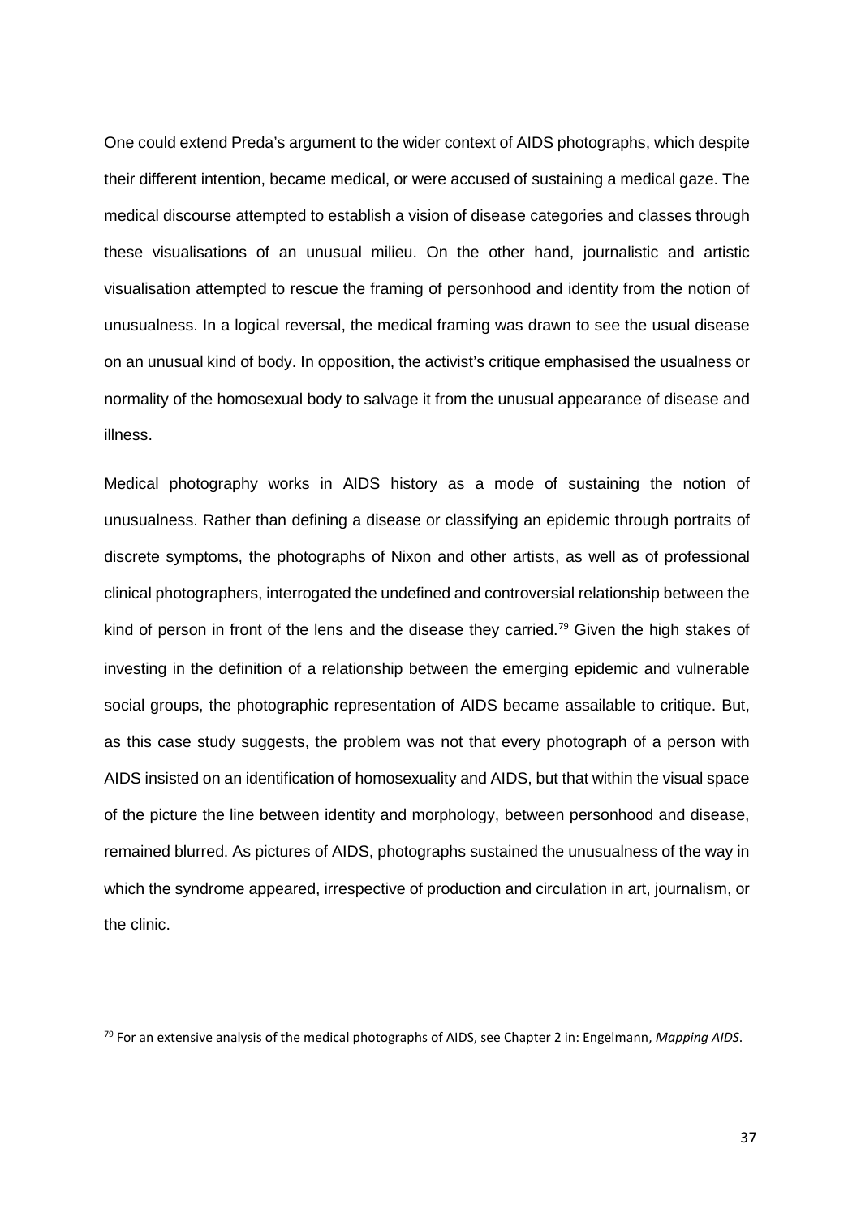One could extend Preda's argument to the wider context of AIDS photographs, which despite their different intention, became medical, or were accused of sustaining a medical gaze. The medical discourse attempted to establish a vision of disease categories and classes through these visualisations of an unusual milieu. On the other hand, journalistic and artistic visualisation attempted to rescue the framing of personhood and identity from the notion of unusualness. In a logical reversal, the medical framing was drawn to see the usual disease on an unusual kind of body. In opposition, the activist's critique emphasised the usualness or normality of the homosexual body to salvage it from the unusual appearance of disease and illness.

Medical photography works in AIDS history as a mode of sustaining the notion of unusualness. Rather than defining a disease or classifying an epidemic through portraits of discrete symptoms, the photographs of Nixon and other artists, as well as of professional clinical photographers, interrogated the undefined and controversial relationship between the kind of person in front of the lens and the disease they carried.[79] Given the high stakes of investing in the definition of a relationship between the emerging epidemic and vulnerable social groups, the photographic representation of AIDS became assailable to critique. But, as this case study suggests, the problem was not that every photograph of a person with AIDS insisted on an identification of homosexuality and AIDS, but that within the visual space of the picture the line between identity and morphology, between personhood and disease, remained blurred. As pictures of AIDS, photographs sustained the unusualness of the way in which the syndrome appeared, irrespective of production and circulation in art, journalism, or the clinic.

---

[79] For an extensive analysis of the medical photographs of AIDS, see Chapter 2 in: Engelmann, *Mapping AIDS*.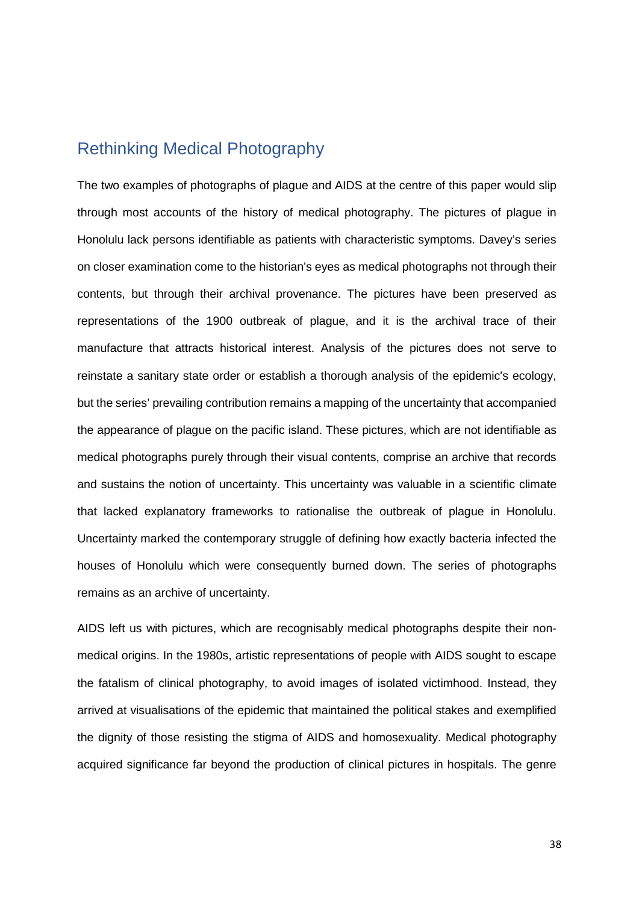## Rethinking Medical Photography

The two examples of photographs of plague and AIDS at the centre of this paper would slip through most accounts of the history of medical photography. The pictures of plague in Honolulu lack persons identifiable as patients with characteristic symptoms. Davey's series on closer examination come to the historian's eyes as medical photographs not through their contents, but through their archival provenance. The pictures have been preserved as representations of the 1900 outbreak of plague, and it is the archival trace of their manufacture that attracts historical interest. Analysis of the pictures does not serve to reinstate a sanitary state order or establish a thorough analysis of the epidemic's ecology, but the series' prevailing contribution remains a mapping of the uncertainty that accompanied the appearance of plague on the pacific island. These pictures, which are not identifiable as medical photographs purely through their visual contents, comprise an archive that records and sustains the notion of uncertainty. This uncertainty was valuable in a scientific climate that lacked explanatory frameworks to rationalise the outbreak of plague in Honolulu. Uncertainty marked the contemporary struggle of defining how exactly bacteria infected the houses of Honolulu which were consequently burned down. The series of photographs remains as an archive of uncertainty.

AIDS left us with pictures, which are recognisably medical photographs despite their non-medical origins. In the 1980s, artistic representations of people with AIDS sought to escape the fatalism of clinical photography, to avoid images of isolated victimhood. Instead, they arrived at visualisations of the epidemic that maintained the political stakes and exemplified the dignity of those resisting the stigma of AIDS and homosexuality. Medical photography acquired significance far beyond the production of clinical pictures in hospitals. The genre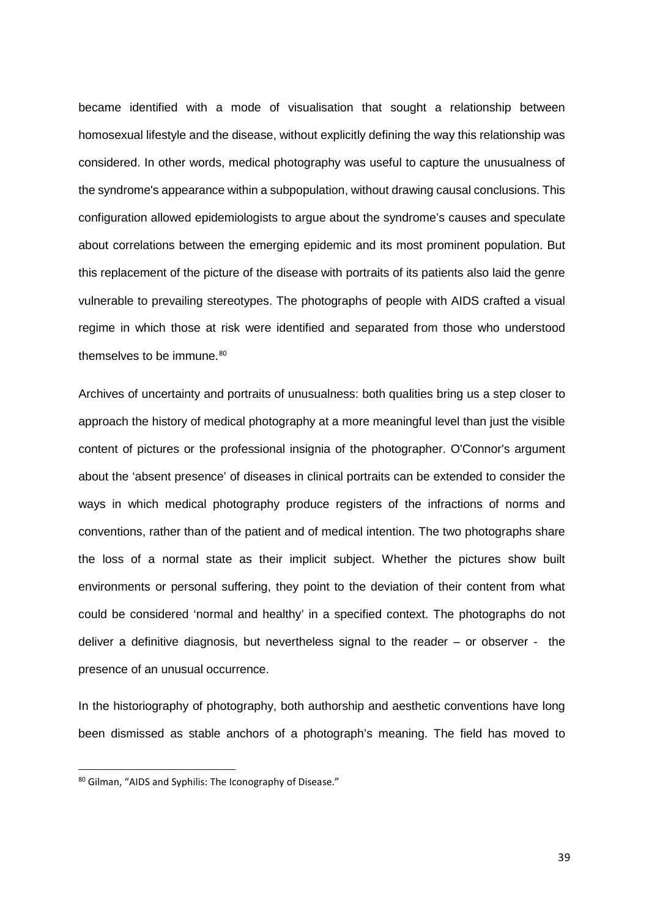became identified with a mode of visualisation that sought a relationship between homosexual lifestyle and the disease, without explicitly defining the way this relationship was considered. In other words, medical photography was useful to capture the unusualness of the syndrome's appearance within a subpopulation, without drawing causal conclusions. This configuration allowed epidemiologists to argue about the syndrome's causes and speculate about correlations between the emerging epidemic and its most prominent population. But this replacement of the picture of the disease with portraits of its patients also laid the genre vulnerable to prevailing stereotypes. The photographs of people with AIDS crafted a visual regime in which those at risk were identified and separated from those who understood themselves to be immune.[80]

Archives of uncertainty and portraits of unusualness: both qualities bring us a step closer to approach the history of medical photography at a more meaningful level than just the visible content of pictures or the professional insignia of the photographer. O'Connor's argument about the 'absent presence' of diseases in clinical portraits can be extended to consider the ways in which medical photography produce registers of the infractions of norms and conventions, rather than of the patient and of medical intention. The two photographs share the loss of a normal state as their implicit subject. Whether the pictures show built environments or personal suffering, they point to the deviation of their content from what could be considered 'normal and healthy' in a specified context. The photographs do not deliver a definitive diagnosis, but nevertheless signal to the reader – or observer - the presence of an unusual occurrence.

In the historiography of photography, both authorship and aesthetic conventions have long been dismissed as stable anchors of a photograph's meaning. The field has moved to

[80] Gilman, "AIDS and Syphilis: The Iconography of Disease."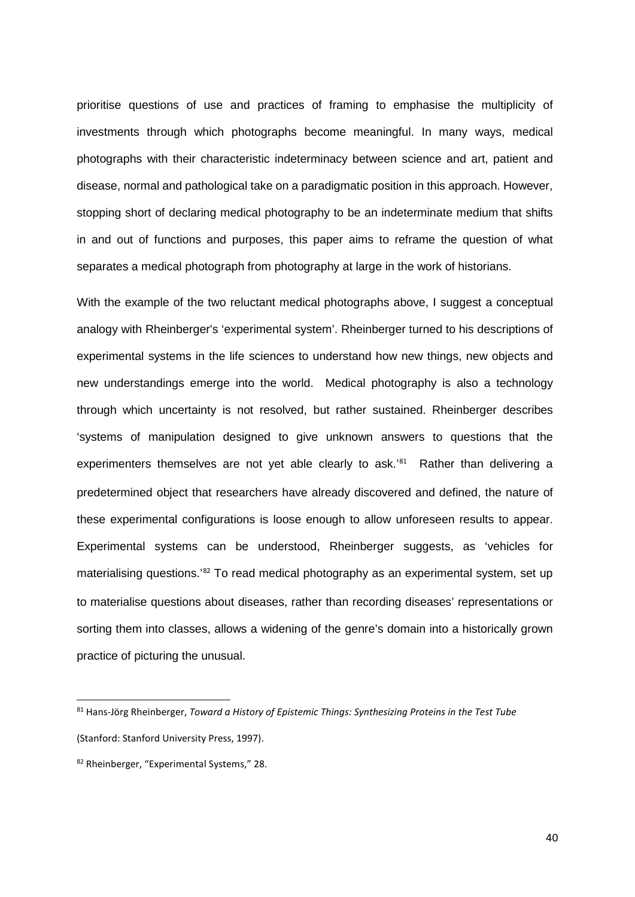prioritise questions of use and practices of framing to emphasise the multiplicity of investments through which photographs become meaningful. In many ways, medical photographs with their characteristic indeterminacy between science and art, patient and disease, normal and pathological take on a paradigmatic position in this approach. However, stopping short of declaring medical photography to be an indeterminate medium that shifts in and out of functions and purposes, this paper aims to reframe the question of what separates a medical photograph from photography at large in the work of historians.

With the example of the two reluctant medical photographs above, I suggest a conceptual analogy with Rheinberger's 'experimental system'. Rheinberger turned to his descriptions of experimental systems in the life sciences to understand how new things, new objects and new understandings emerge into the world. Medical photography is also a technology through which uncertainty is not resolved, but rather sustained. Rheinberger describes 'systems of manipulation designed to give unknown answers to questions that the experimenters themselves are not yet able clearly to ask.'[81] Rather than delivering a predetermined object that researchers have already discovered and defined, the nature of these experimental configurations is loose enough to allow unforeseen results to appear. Experimental systems can be understood, Rheinberger suggests, as 'vehicles for materialising questions.'[82] To read medical photography as an experimental system, set up to materialise questions about diseases, rather than recording diseases' representations or sorting them into classes, allows a widening of the genre's domain into a historically grown practice of picturing the unusual.

---

[81] Hans-Jörg Rheinberger, *Toward a History of Epistemic Things: Synthesizing Proteins in the Test Tube* (Stanford: Stanford University Press, 1997).

[82] Rheinberger, "Experimental Systems," 28.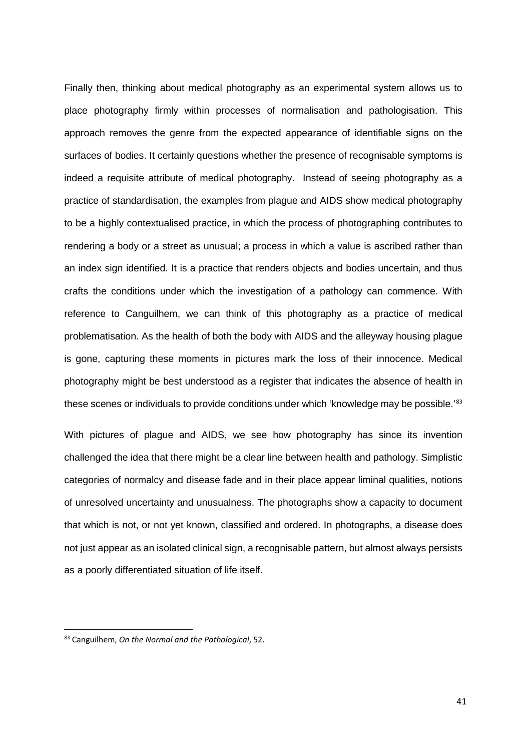Finally then, thinking about medical photography as an experimental system allows us to place photography firmly within processes of normalisation and pathologisation. This approach removes the genre from the expected appearance of identifiable signs on the surfaces of bodies. It certainly questions whether the presence of recognisable symptoms is indeed a requisite attribute of medical photography. Instead of seeing photography as a practice of standardisation, the examples from plague and AIDS show medical photography to be a highly contextualised practice, in which the process of photographing contributes to rendering a body or a street as unusual; a process in which a value is ascribed rather than an index sign identified. It is a practice that renders objects and bodies uncertain, and thus crafts the conditions under which the investigation of a pathology can commence. With reference to Canguilhem, we can think of this photography as a practice of medical problematisation. As the health of both the body with AIDS and the alleyway housing plague is gone, capturing these moments in pictures mark the loss of their innocence. Medical photography might be best understood as a register that indicates the absence of health in these scenes or individuals to provide conditions under which 'knowledge may be possible.'[83]

With pictures of plague and AIDS, we see how photography has since its invention challenged the idea that there might be a clear line between health and pathology. Simplistic categories of normalcy and disease fade and in their place appear liminal qualities, notions of unresolved uncertainty and unusualness. The photographs show a capacity to document that which is not, or not yet known, classified and ordered. In photographs, a disease does not just appear as an isolated clinical sign, a recognisable pattern, but almost always persists as a poorly differentiated situation of life itself.

---

[83] Canguilhem, *On the Normal and the Pathological*, 52.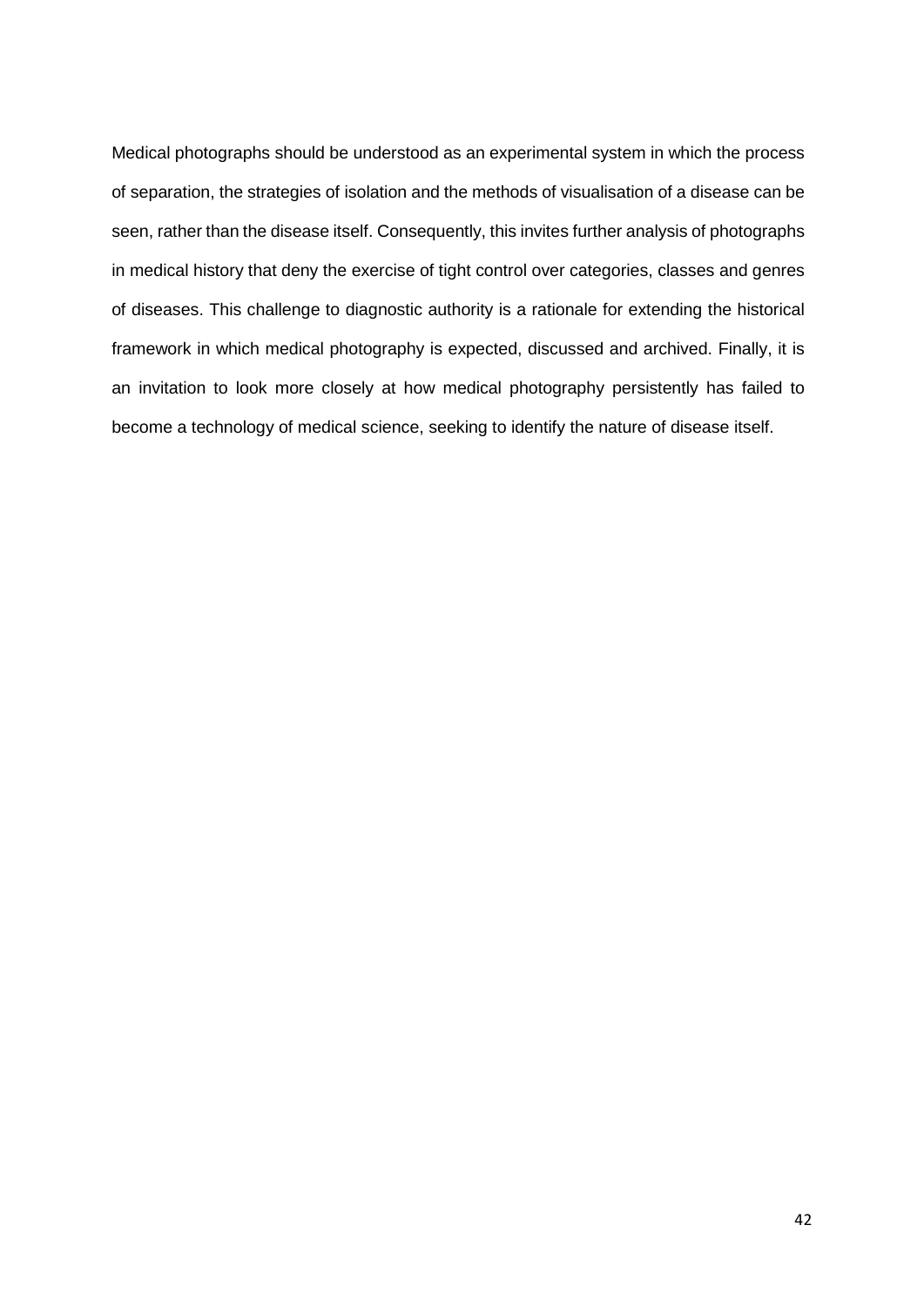Medical photographs should be understood as an experimental system in which the process of separation, the strategies of isolation and the methods of visualisation of a disease can be seen, rather than the disease itself. Consequently, this invites further analysis of photographs in medical history that deny the exercise of tight control over categories, classes and genres of diseases. This challenge to diagnostic authority is a rationale for extending the historical framework in which medical photography is expected, discussed and archived. Finally, it is an invitation to look more closely at how medical photography persistently has failed to become a technology of medical science, seeking to identify the nature of disease itself.